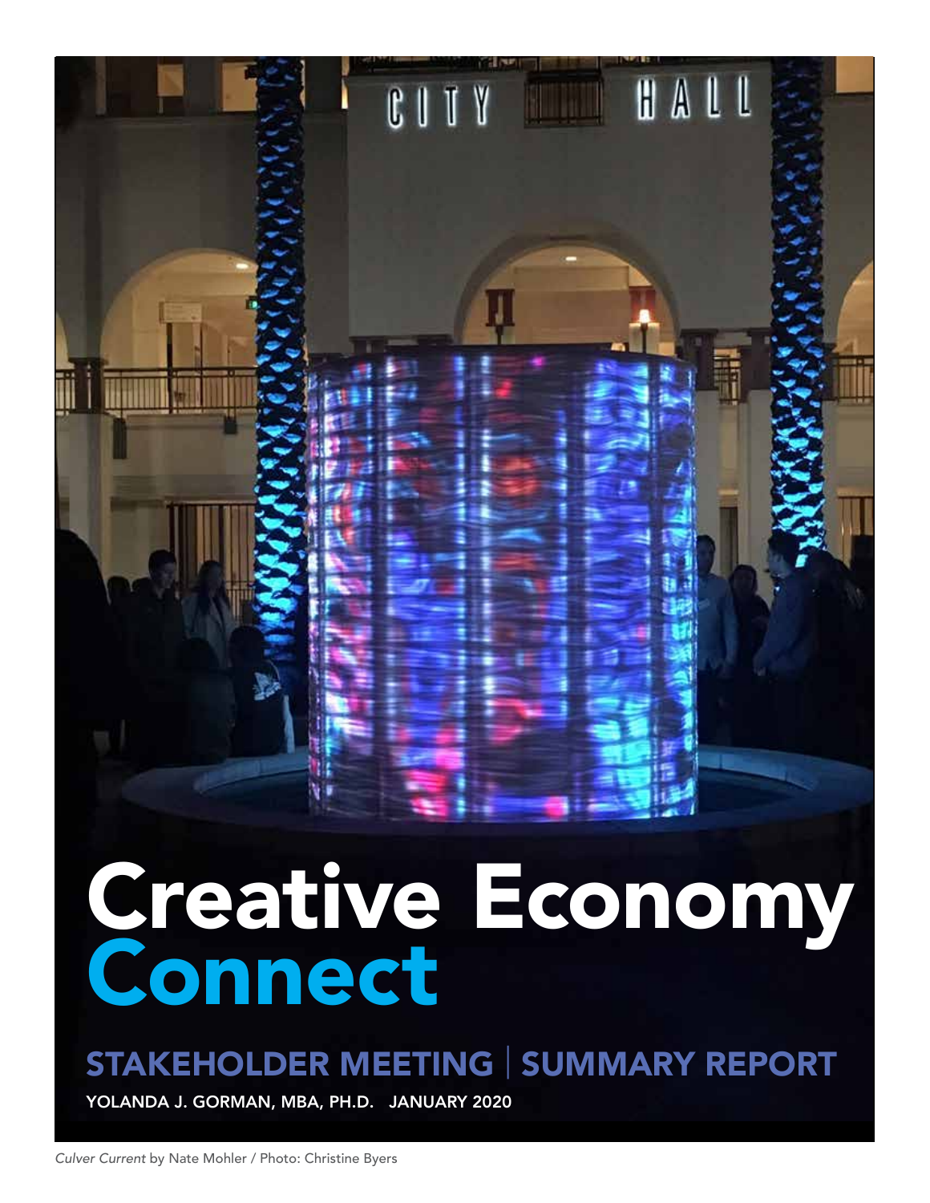# Creative Economy Connect

## STAKEHOLDER MEETING | SUMMARY REPORT

YOLANDA J. GORMAN, MBA, PH.D. JANUARY 2020

*Culver Current* by Nate Mohler / Photo: Christine Byers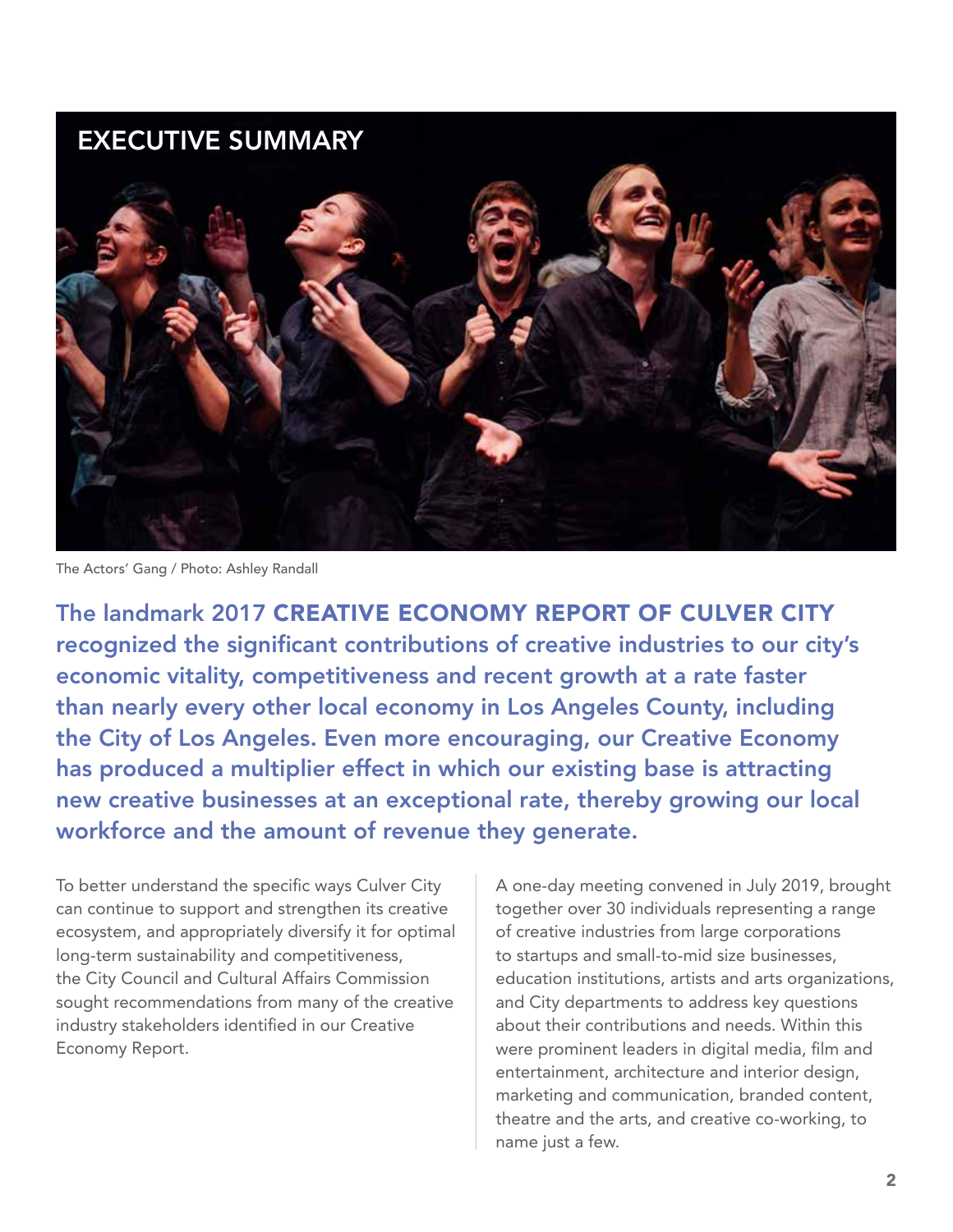# EXECUTIVE SUMMARY

The Actors' Gang / Photo: Ashley Randall

**The landmark 2017 CREATIVE ECONOMY REPORT OF CULVER CITY recognized the significant contributions of creative industries to our city's economic vitality, competitiveness and recent growth at a rate faster than nearly every other local economy in Los Angeles County, including the City of Los Angeles. Even more encouraging, our Creative Economy has produced a multiplier effect in which our existing base is attracting new creative businesses at an exceptional rate, thereby growing our local workforce and the amount of revenue they generate.**

To better understand the specific ways Culver City can continue to support and strengthen its creative ecosystem, and appropriately diversify it for optimal long-term sustainability and competitiveness, the City Council and Cultural Affairs Commission sought recommendations from many of the creative industry stakeholders identified in our Creative Economy Report.

A one-day meeting convened in July 2019, brought together over 30 individuals representing a range of creative industries from large corporations to startups and small-to-mid size businesses, education institutions, artists and arts organizations, and City departments to address key questions about their contributions and needs. Within this were prominent leaders in digital media, film and entertainment, architecture and interior design, marketing and communication, branded content, theatre and the arts, and creative co-working, to name just a few.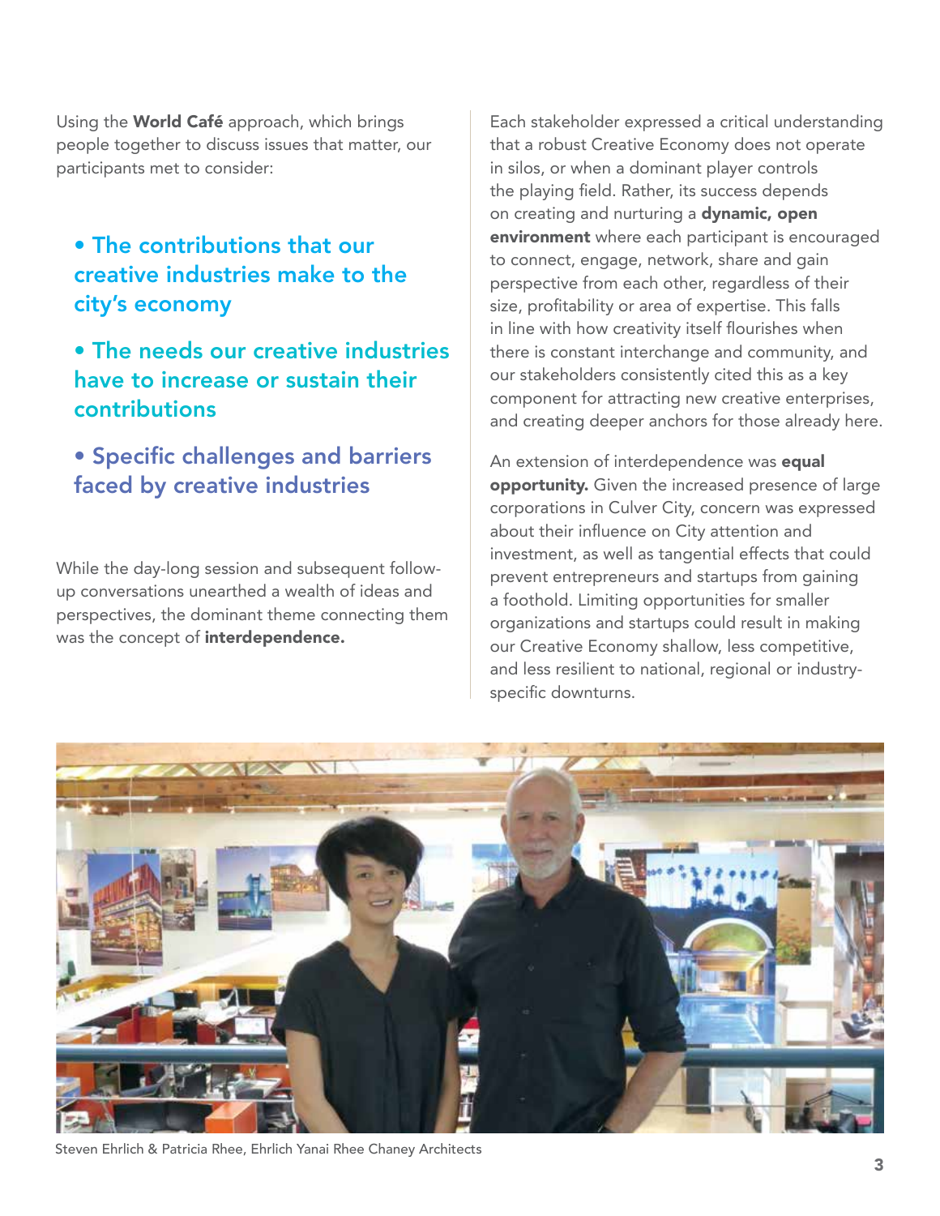Using the **World Café** approach, which brings people together to discuss issues that matter, our participants met to consider:

- **The contributions that our creative industries make to the city's economy**
- **The needs our creative industries have to increase or sustain their contributions**
- **Specific challenges and barriers faced by creative industries**

While the day-long session and subsequent follow-up conversations unearthed a wealth of ideas and perspectives, the dominant theme connecting them was the concept of **interdependence.**

Each stakeholder expressed a critical understanding that a robust Creative Economy does not operate in silos, or when a dominant player controls the playing field. Rather, its success depends on creating and nurturing a **dynamic, open environment** where each participant is encouraged to connect, engage, network, share and gain perspective from each other, regardless of their size, profitability or area of expertise. This falls in line with how creativity itself flourishes when there is constant interchange and community, and our stakeholders consistently cited this as a key component for attracting new creative enterprises, and creating deeper anchors for those already here.

An extension of interdependence was **equal opportunity.** Given the increased presence of large corporations in Culver City, concern was expressed about their influence on City attention and investment, as well as tangential effects that could prevent entrepreneurs and startups from gaining a foothold. Limiting opportunities for smaller organizations and startups could result in making our Creative Economy shallow, less competitive, and less resilient to national, regional or industry-specific downturns.

Steven Ehrlich & Patricia Rhee, Ehrlich Yanai Rhee Chaney Architects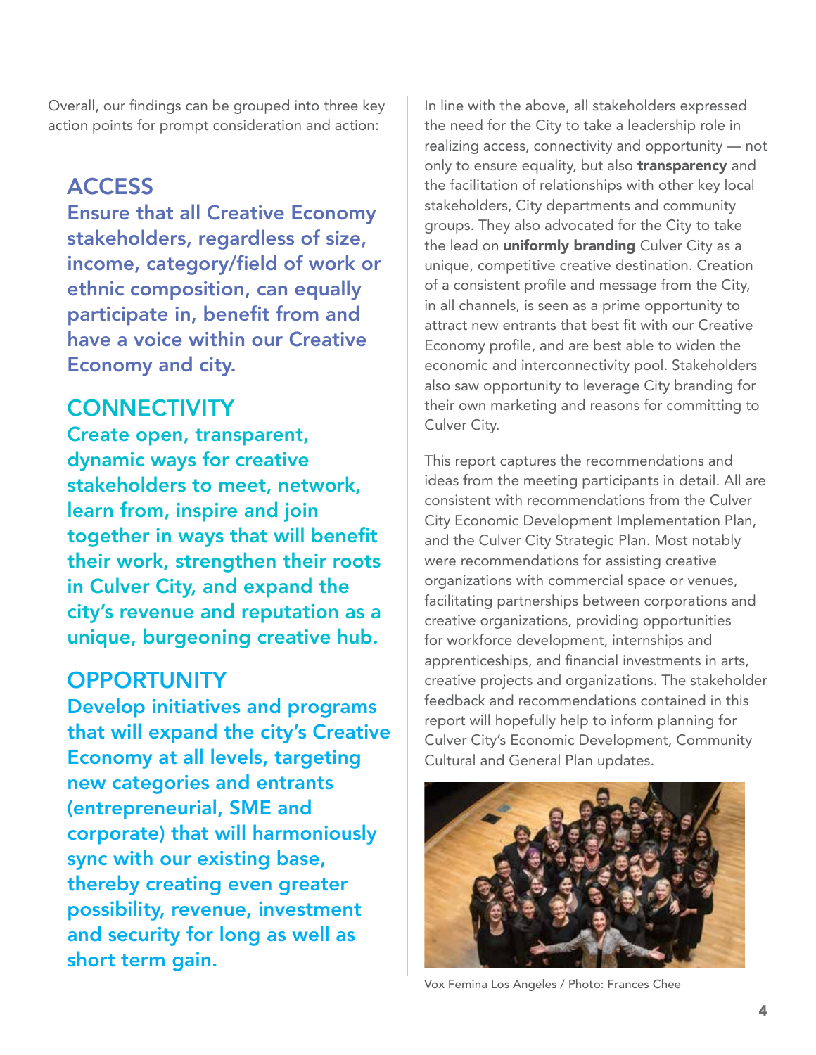Overall, our findings can be grouped into three key action points for prompt consideration and action:

## ACCESS

**Ensure that all Creative Economy stakeholders, regardless of size, income, category/field of work or ethnic composition, can equally participate in, benefit from and have a voice within our Creative Economy and city.**

## CONNECTIVITY

**Create open, transparent, dynamic ways for creative stakeholders to meet, network, learn from, inspire and join together in ways that will benefit their work, strengthen their roots in Culver City, and expand the city's revenue and reputation as a unique, burgeoning creative hub.**

## OPPORTUNITY

**Develop initiatives and programs that will expand the city's Creative Economy at all levels, targeting new categories and entrants (entrepreneurial, SME and corporate) that will harmoniously sync with our existing base, thereby creating even greater possibility, revenue, investment and security for long as well as short term gain.**

In line with the above, all stakeholders expressed the need for the City to take a leadership role in realizing access, connectivity and opportunity — not only to ensure equality, but also **transparency** and the facilitation of relationships with other key local stakeholders, City departments and community groups. They also advocated for the City to take the lead on **uniformly branding** Culver City as a unique, competitive creative destination. Creation of a consistent profile and message from the City, in all channels, is seen as a prime opportunity to attract new entrants that best fit with our Creative Economy profile, and are best able to widen the economic and interconnectivity pool. Stakeholders also saw opportunity to leverage City branding for their own marketing and reasons for committing to Culver City.

This report captures the recommendations and ideas from the meeting participants in detail. All are consistent with recommendations from the Culver City Economic Development Implementation Plan, and the Culver City Strategic Plan. Most notably were recommendations for assisting creative organizations with commercial space or venues, facilitating partnerships between corporations and creative organizations, providing opportunities for workforce development, internships and apprenticeships, and financial investments in arts, creative projects and organizations. The stakeholder feedback and recommendations contained in this report will hopefully help to inform planning for Culver City's Economic Development, Community Cultural and General Plan updates.

Vox Femina Los Angeles / Photo: Frances Chee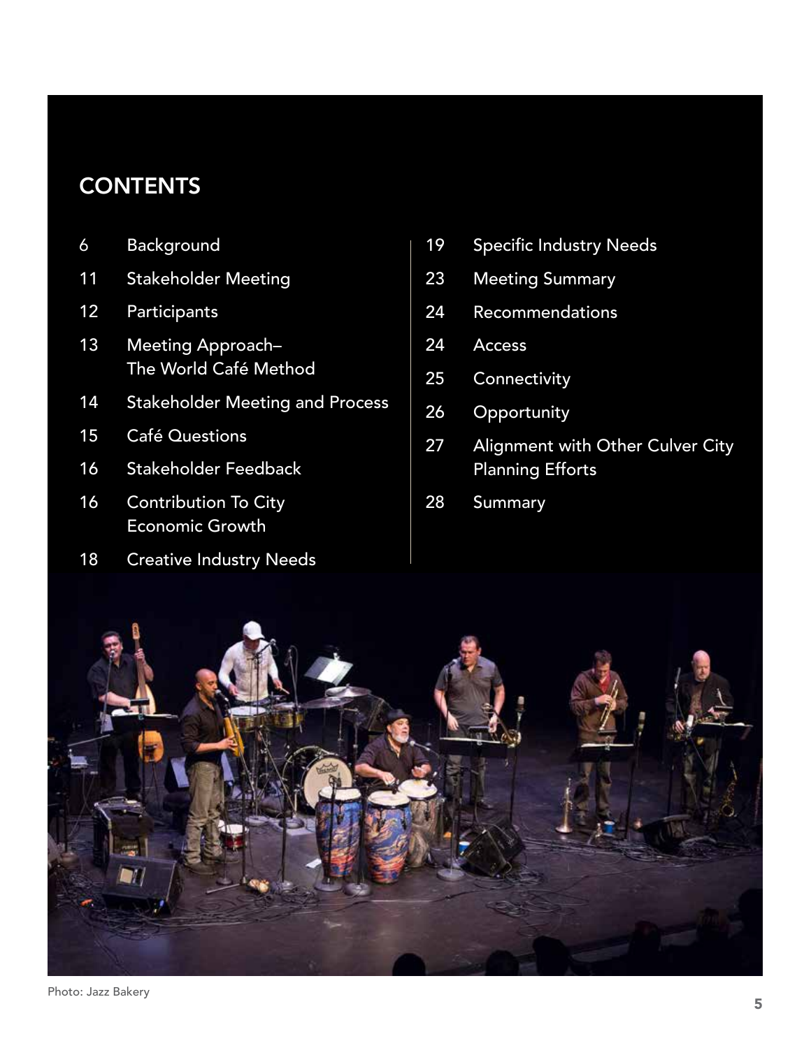## CONTENTS

- 6 Background
- 11 Stakeholder Meeting
- 12 Participants
- 13 Meeting Approach– The World Café Method
- 14 Stakeholder Meeting and Process
- 15 Café Questions
- 16 Stakeholder Feedback
- 16 Contribution To City Economic Growth
- 18 Creative Industry Needs
- 19 Specific Industry Needs
- 23 Meeting Summary
- 24 Recommendations
- 24 Access
- 25 Connectivity
- 26 Opportunity
- 27 Alignment with Other Culver City Planning Efforts
- 28 Summary

Photo: Jazz Bakery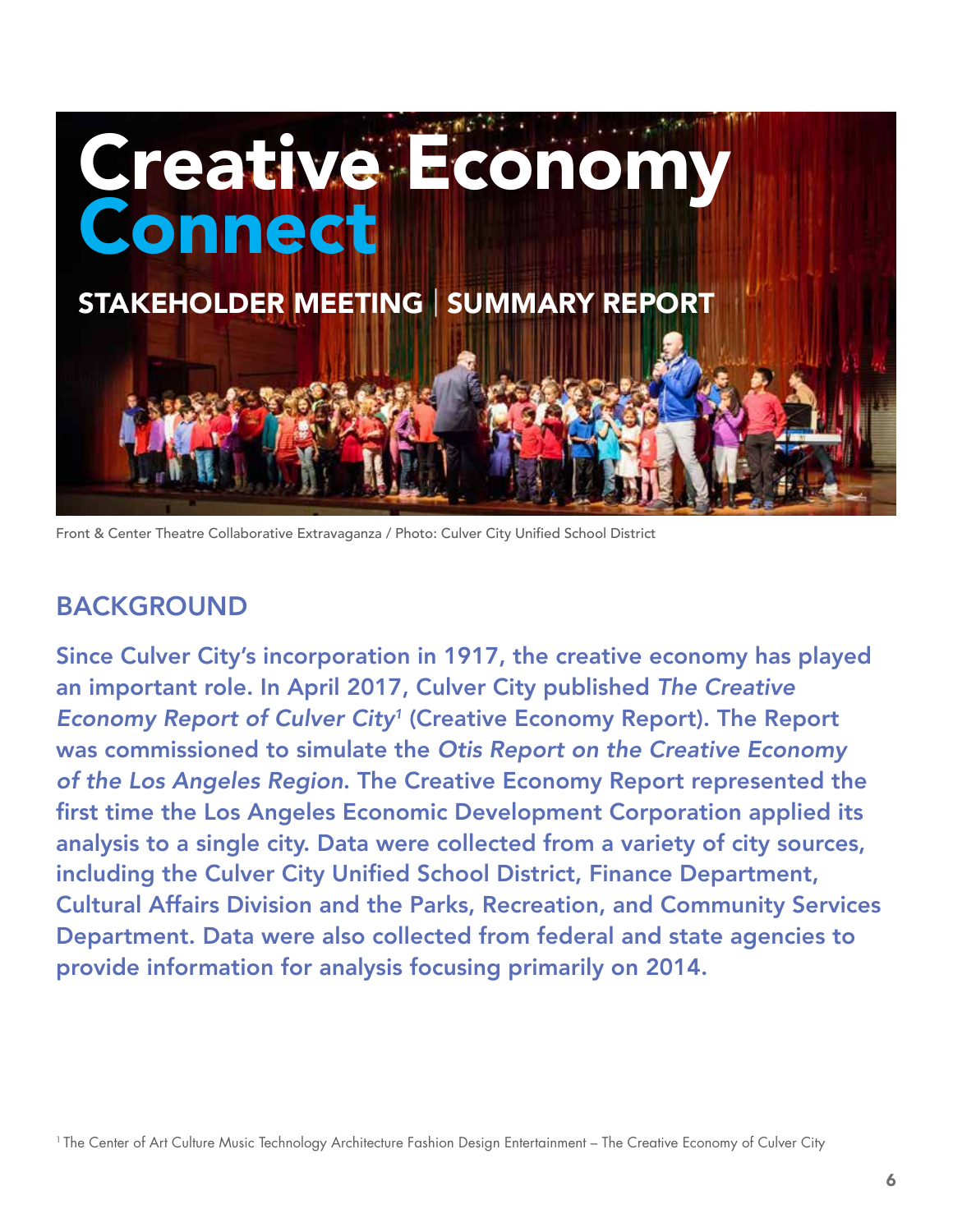# Creative Economy Connect

## STAKEHOLDER MEETING | SUMMARY REPORT

Front & Center Theatre Collaborative Extravaganza / Photo: Culver City Unified School District

## BACKGROUND

**Since Culver City's incorporation in 1917, the creative economy has played an important role. In April 2017, Culver City published *The Creative Economy Report of Culver City*[1] (Creative Economy Report). The Report was commissioned to simulate the *Otis Report on the Creative Economy of the Los Angeles Region*. The Creative Economy Report represented the first time the Los Angeles Economic Development Corporation applied its analysis to a single city. Data were collected from a variety of city sources, including the Culver City Unified School District, Finance Department, Cultural Affairs Division and the Parks, Recreation, and Community Services Department. Data were also collected from federal and state agencies to provide information for analysis focusing primarily on 2014.**

[1] The Center of Art Culture Music Technology Architecture Fashion Design Entertainment – The Creative Economy of Culver City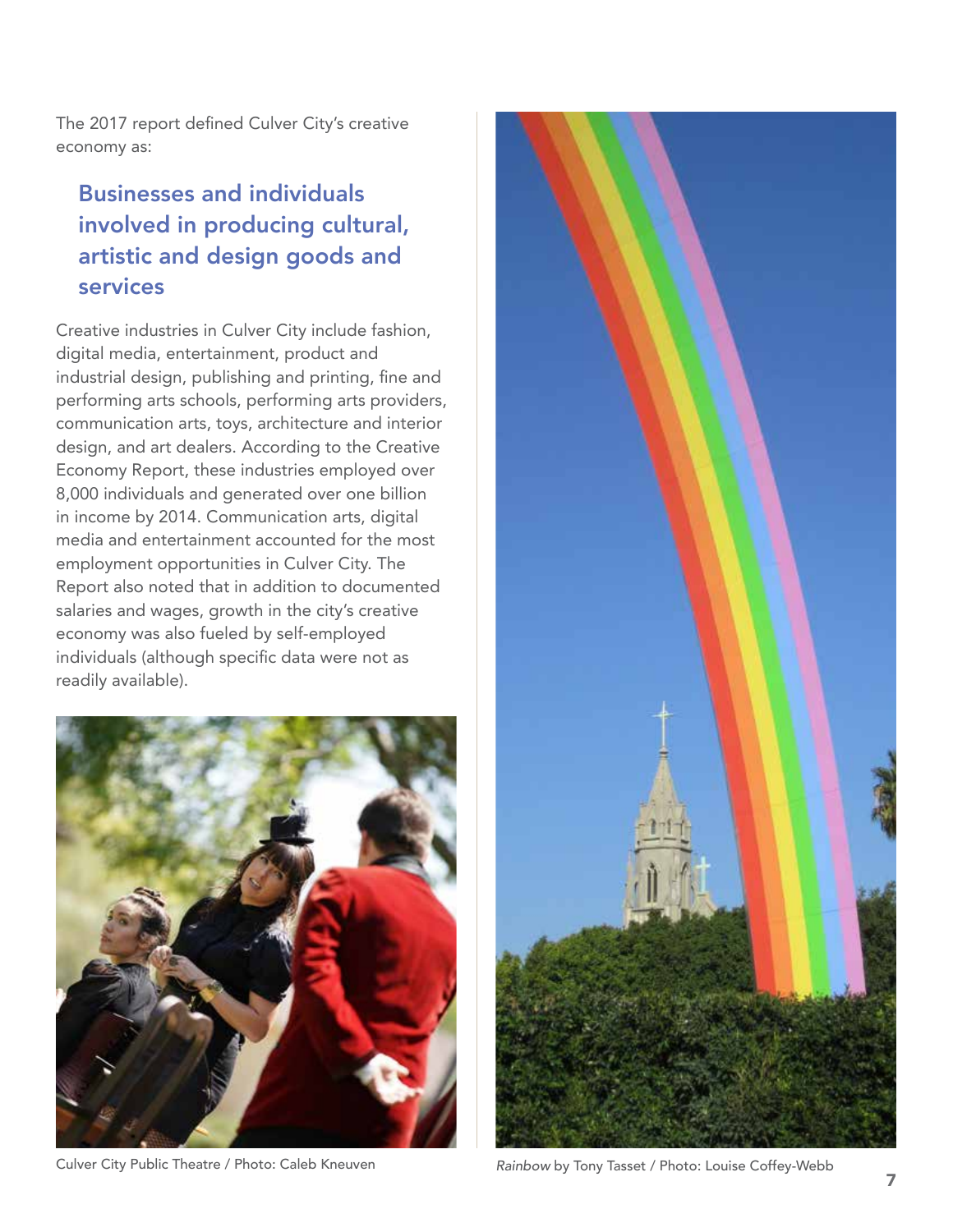The 2017 report defined Culver City's creative economy as:

> **Businesses and individuals involved in producing cultural, artistic and design goods and services**

Creative industries in Culver City include fashion, digital media, entertainment, product and industrial design, publishing and printing, fine and performing arts schools, performing arts providers, communication arts, toys, architecture and interior design, and art dealers. According to the Creative Economy Report, these industries employed over 8,000 individuals and generated over one billion in income by 2014. Communication arts, digital media and entertainment accounted for the most employment opportunities in Culver City. The Report also noted that in addition to documented salaries and wages, growth in the city's creative economy was also fueled by self-employed individuals (although specific data were not as readily available).

Culver City Public Theatre / Photo: Caleb Kneuven

*Rainbow* by Tony Tasset / Photo: Louise Coffey-Webb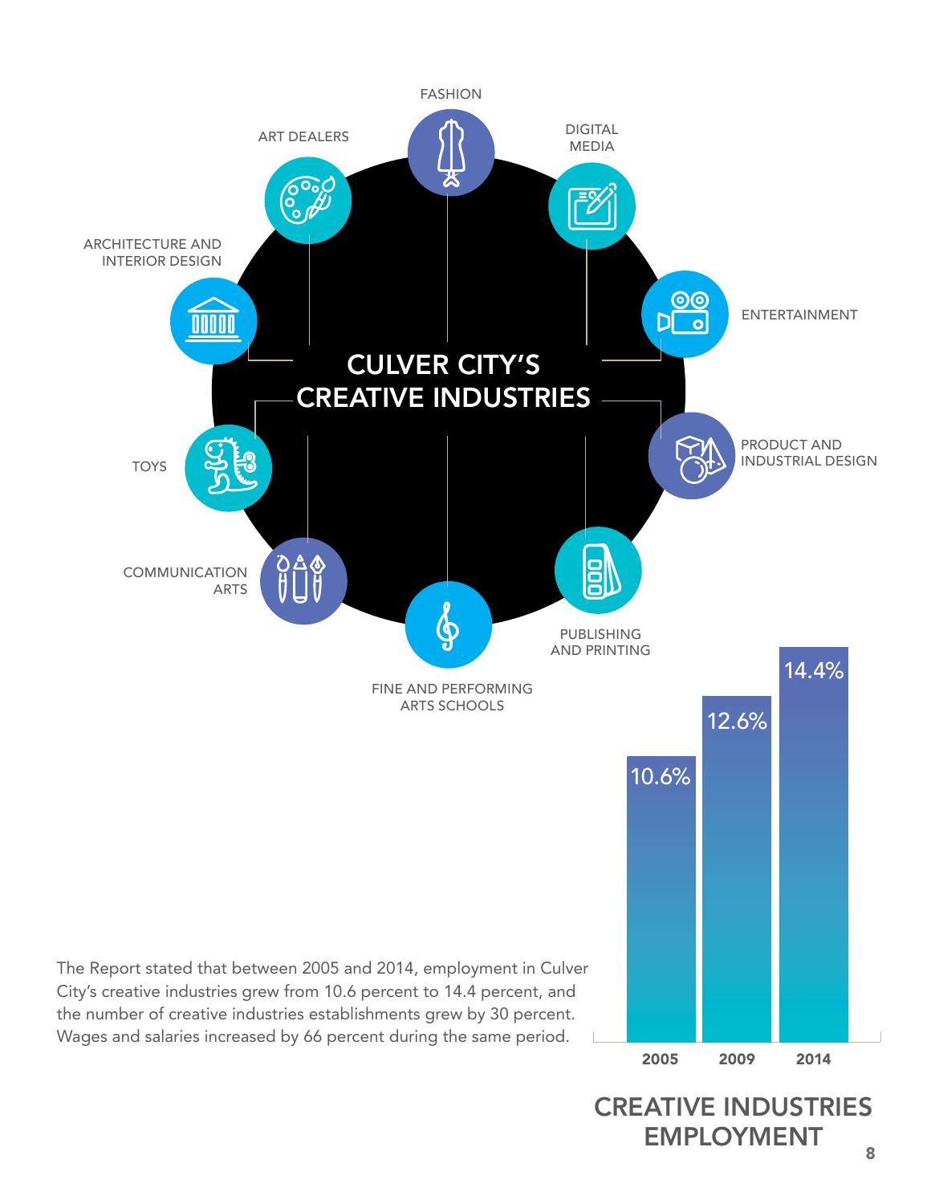# CULVER CITY'S CREATIVE INDUSTRIES

- FASHION
- DIGITAL MEDIA
- ENTERTAINMENT
- PRODUCT AND INDUSTRIAL DESIGN
- PUBLISHING AND PRINTING
- FINE AND PERFORMING ARTS SCHOOLS
- COMMUNICATION ARTS
- TOYS
- ARCHITECTURE AND INTERIOR DESIGN
- ART DEALERS

The Report stated that between 2005 and 2014, employment in Culver City's creative industries grew from 10.6 percent to 14.4 percent, and the number of creative industries establishments grew by 30 percent. Wages and salaries increased by 66 percent during the same period.

| Year | Creative Industries Employment |
|---|---|
| 2005 | 10.6% |
| 2009 | 12.6% |
| 2014 | 14.4% |

## CREATIVE INDUSTRIES EMPLOYMENT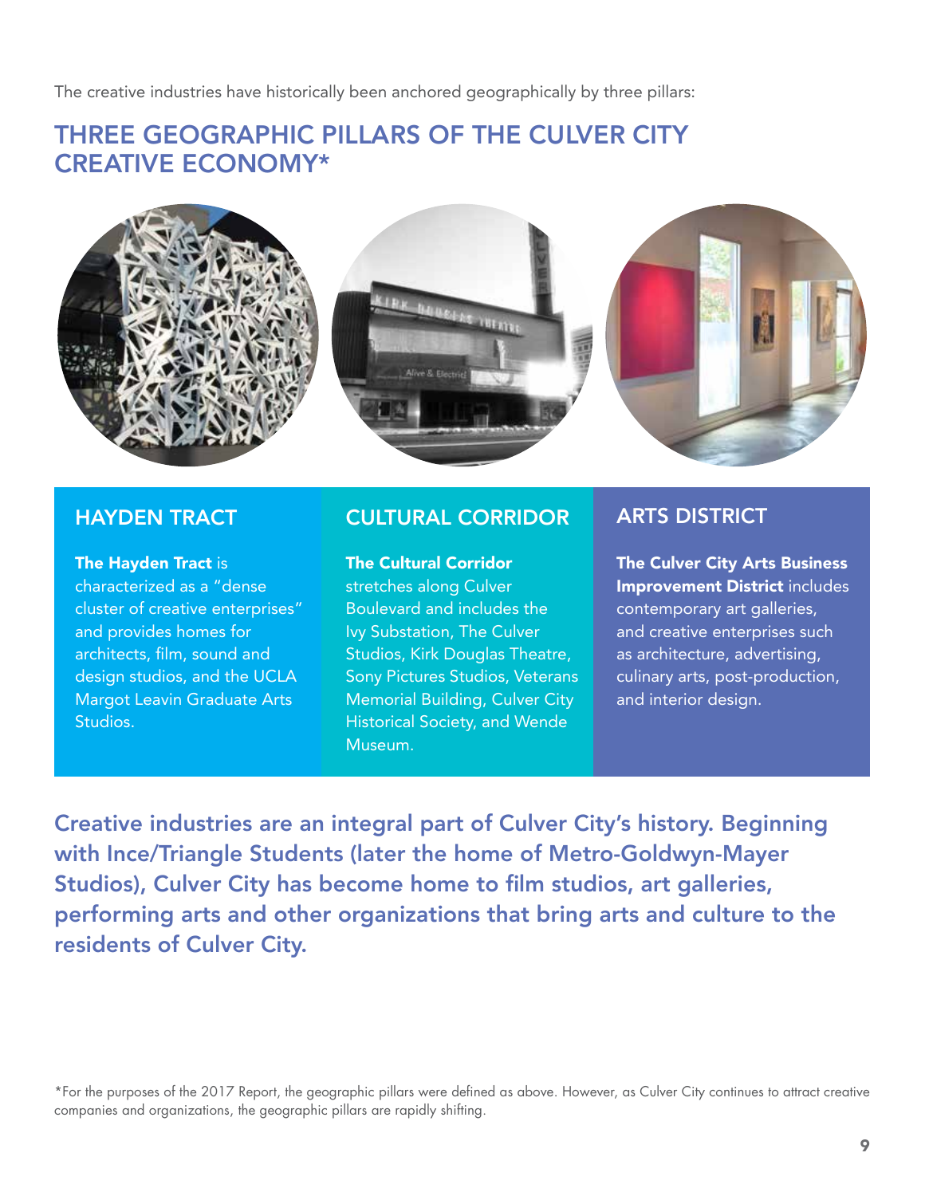The creative industries have historically been anchored geographically by three pillars:

## THREE GEOGRAPHIC PILLARS OF THE CULVER CITY CREATIVE ECONOMY*

### HAYDEN TRACT

**The Hayden Tract** is characterized as a "dense cluster of creative enterprises" and provides homes for architects, film, sound and design studios, and the UCLA Margot Leavin Graduate Arts Studios.

### CULTURAL CORRIDOR

**The Cultural Corridor** stretches along Culver Boulevard and includes the Ivy Substation, The Culver Studios, Kirk Douglas Theatre, Sony Pictures Studios, Veterans Memorial Building, Culver City Historical Society, and Wende Museum.

### ARTS DISTRICT

**The Culver City Arts Business Improvement District** includes contemporary art galleries, and creative enterprises such as architecture, advertising, culinary arts, post-production, and interior design.

**Creative industries are an integral part of Culver City's history. Beginning with Ince/Triangle Students (later the home of Metro-Goldwyn-Mayer Studios), Culver City has become home to film studios, art galleries, performing arts and other organizations that bring arts and culture to the residents of Culver City.**

*For the purposes of the 2017 Report, the geographic pillars were defined as above. However, as Culver City continues to attract creative companies and organizations, the geographic pillars are rapidly shifting.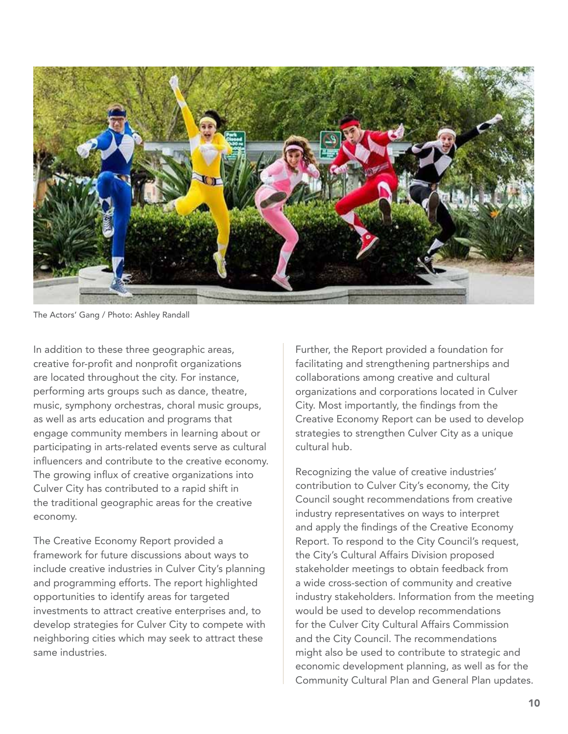The Actors' Gang / Photo: Ashley Randall

In addition to these three geographic areas, creative for-profit and nonprofit organizations are located throughout the city. For instance, performing arts groups such as dance, theatre, music, symphony orchestras, choral music groups, as well as arts education and programs that engage community members in learning about or participating in arts-related events serve as cultural influencers and contribute to the creative economy. The growing influx of creative organizations into Culver City has contributed to a rapid shift in the traditional geographic areas for the creative economy.

The Creative Economy Report provided a framework for future discussions about ways to include creative industries in Culver City's planning and programming efforts. The report highlighted opportunities to identify areas for targeted investments to attract creative enterprises and, to develop strategies for Culver City to compete with neighboring cities which may seek to attract these same industries.

Further, the Report provided a foundation for facilitating and strengthening partnerships and collaborations among creative and cultural organizations and corporations located in Culver City. Most importantly, the findings from the Creative Economy Report can be used to develop strategies to strengthen Culver City as a unique cultural hub.

Recognizing the value of creative industries' contribution to Culver City's economy, the City Council sought recommendations from creative industry representatives on ways to interpret and apply the findings of the Creative Economy Report. To respond to the City Council's request, the City's Cultural Affairs Division proposed stakeholder meetings to obtain feedback from a wide cross-section of community and creative industry stakeholders. Information from the meeting would be used to develop recommendations for the Culver City Cultural Affairs Commission and the City Council. The recommendations might also be used to contribute to strategic and economic development planning, as well as for the Community Cultural Plan and General Plan updates.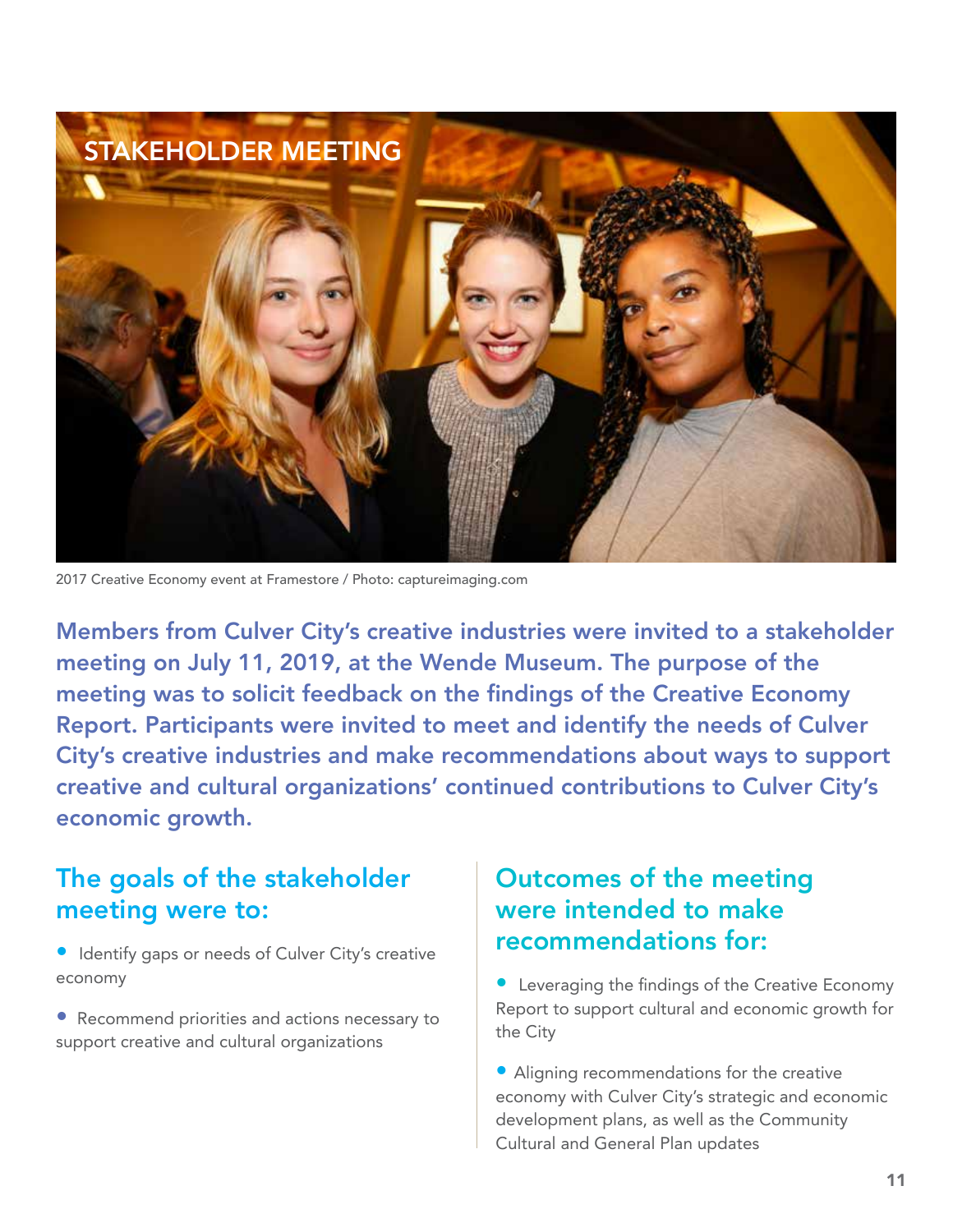# STAKEHOLDER MEETING

2017 Creative Economy event at Framestore / Photo: captureimaging.com

**Members from Culver City's creative industries were invited to a stakeholder meeting on July 11, 2019, at the Wende Museum. The purpose of the meeting was to solicit feedback on the findings of the Creative Economy Report. Participants were invited to meet and identify the needs of Culver City's creative industries and make recommendations about ways to support creative and cultural organizations' continued contributions to Culver City's economic growth.**

## The goals of the stakeholder meeting were to:

- Identify gaps or needs of Culver City's creative economy
- Recommend priorities and actions necessary to support creative and cultural organizations

## Outcomes of the meeting were intended to make recommendations for:

- Leveraging the findings of the Creative Economy Report to support cultural and economic growth for the City
- Aligning recommendations for the creative economy with Culver City's strategic and economic development plans, as well as the Community Cultural and General Plan updates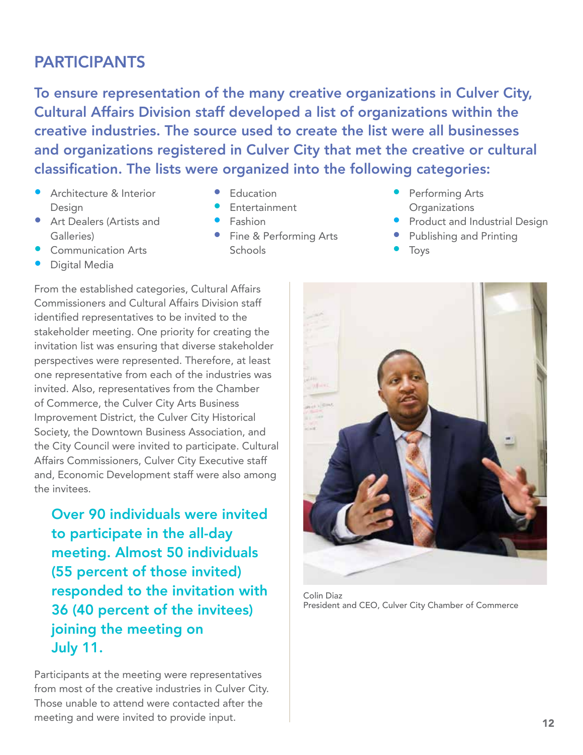## PARTICIPANTS

**To ensure representation of the many creative organizations in Culver City, Cultural Affairs Division staff developed a list of organizations within the creative industries. The source used to create the list were all businesses and organizations registered in Culver City that met the creative or cultural classification. The lists were organized into the following categories:**

- Architecture & Interior Design
- Art Dealers (Artists and Galleries)
- Communication Arts
- Digital Media
- Education
- Entertainment
- Fashion
- Fine & Performing Arts Schools
- Performing Arts Organizations
- Product and Industrial Design
- Publishing and Printing
- Toys

From the established categories, Cultural Affairs Commissioners and Cultural Affairs Division staff identified representatives to be invited to the stakeholder meeting. One priority for creating the invitation list was ensuring that diverse stakeholder perspectives were represented. Therefore, at least one representative from each of the industries was invited. Also, representatives from the Chamber of Commerce, the Culver City Arts Business Improvement District, the Culver City Historical Society, the Downtown Business Association, and the City Council were invited to participate. Cultural Affairs Commissioners, Culver City Executive staff and, Economic Development staff were also among the invitees.

**Over 90 individuals were invited to participate in the all-day meeting. Almost 50 individuals (55 percent of those invited) responded to the invitation with 36 (40 percent of the invitees) joining the meeting on July 11.**

Participants at the meeting were representatives from most of the creative industries in Culver City. Those unable to attend were contacted after the meeting and were invited to provide input.

Colin Diaz
President and CEO, Culver City Chamber of Commerce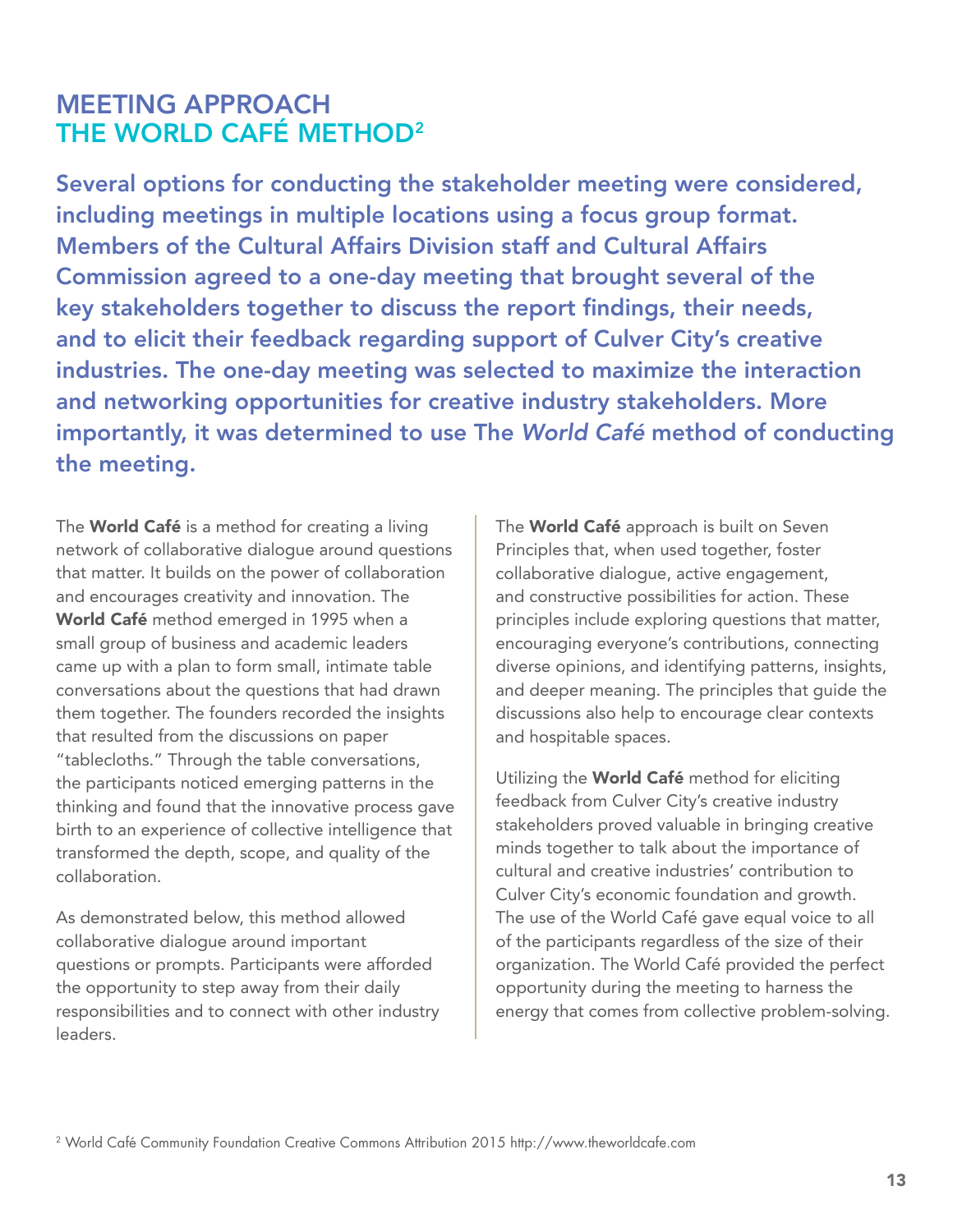# MEETING APPROACH
## THE WORLD CAFÉ METHOD[2]

**Several options for conducting the stakeholder meeting were considered, including meetings in multiple locations using a focus group format. Members of the Cultural Affairs Division staff and Cultural Affairs Commission agreed to a one-day meeting that brought several of the key stakeholders together to discuss the report findings, their needs, and to elicit their feedback regarding support of Culver City's creative industries. The one-day meeting was selected to maximize the interaction and networking opportunities for creative industry stakeholders. More importantly, it was determined to use The *World Café* method of conducting the meeting.**

The **World Café** is a method for creating a living network of collaborative dialogue around questions that matter. It builds on the power of collaboration and encourages creativity and innovation. The **World Café** method emerged in 1995 when a small group of business and academic leaders came up with a plan to form small, intimate table conversations about the questions that had drawn them together. The founders recorded the insights that resulted from the discussions on paper "tablecloths." Through the table conversations, the participants noticed emerging patterns in the thinking and found that the innovative process gave birth to an experience of collective intelligence that transformed the depth, scope, and quality of the collaboration.

As demonstrated below, this method allowed collaborative dialogue around important questions or prompts. Participants were afforded the opportunity to step away from their daily responsibilities and to connect with other industry leaders.

The **World Café** approach is built on Seven Principles that, when used together, foster collaborative dialogue, active engagement, and constructive possibilities for action. These principles include exploring questions that matter, encouraging everyone's contributions, connecting diverse opinions, and identifying patterns, insights, and deeper meaning. The principles that guide the discussions also help to encourage clear contexts and hospitable spaces.

Utilizing the **World Café** method for eliciting feedback from Culver City's creative industry stakeholders proved valuable in bringing creative minds together to talk about the importance of cultural and creative industries' contribution to Culver City's economic foundation and growth. The use of the World Café gave equal voice to all of the participants regardless of the size of their organization. The World Café provided the perfect opportunity during the meeting to harness the energy that comes from collective problem-solving.

[2] World Café Community Foundation Creative Commons Attribution 2015 http://www.theworldcafe.com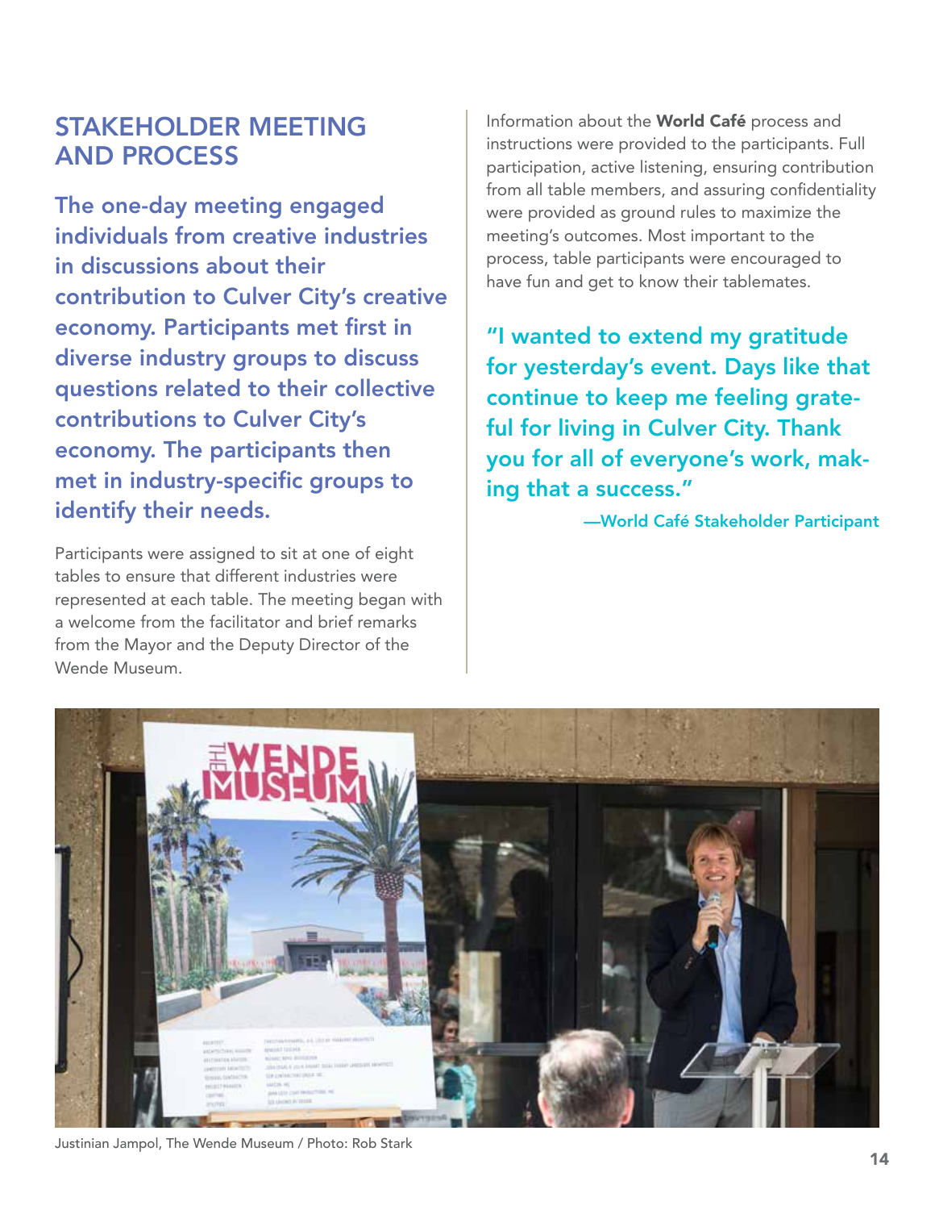## STAKEHOLDER MEETING AND PROCESS

**The one-day meeting engaged individuals from creative industries in discussions about their contribution to Culver City's creative economy. Participants met first in diverse industry groups to discuss questions related to their collective contributions to Culver City's economy. The participants then met in industry-specific groups to identify their needs.**

Participants were assigned to sit at one of eight tables to ensure that different industries were represented at each table. The meeting began with a welcome from the facilitator and brief remarks from the Mayor and the Deputy Director of the Wende Museum.

Information about the **World Café** process and instructions were provided to the participants. Full participation, active listening, ensuring contribution from all table members, and assuring confidentiality were provided as ground rules to maximize the meeting's outcomes. Most important to the process, table participants were encouraged to have fun and get to know their tablemates.

> **"I wanted to extend my gratitude for yesterday's event. Days like that continue to keep me feeling grateful for living in Culver City. Thank you for all of everyone's work, making that a success."**
>
> **—World Café Stakeholder Participant**

Justinian Jampol, The Wende Museum / Photo: Rob Stark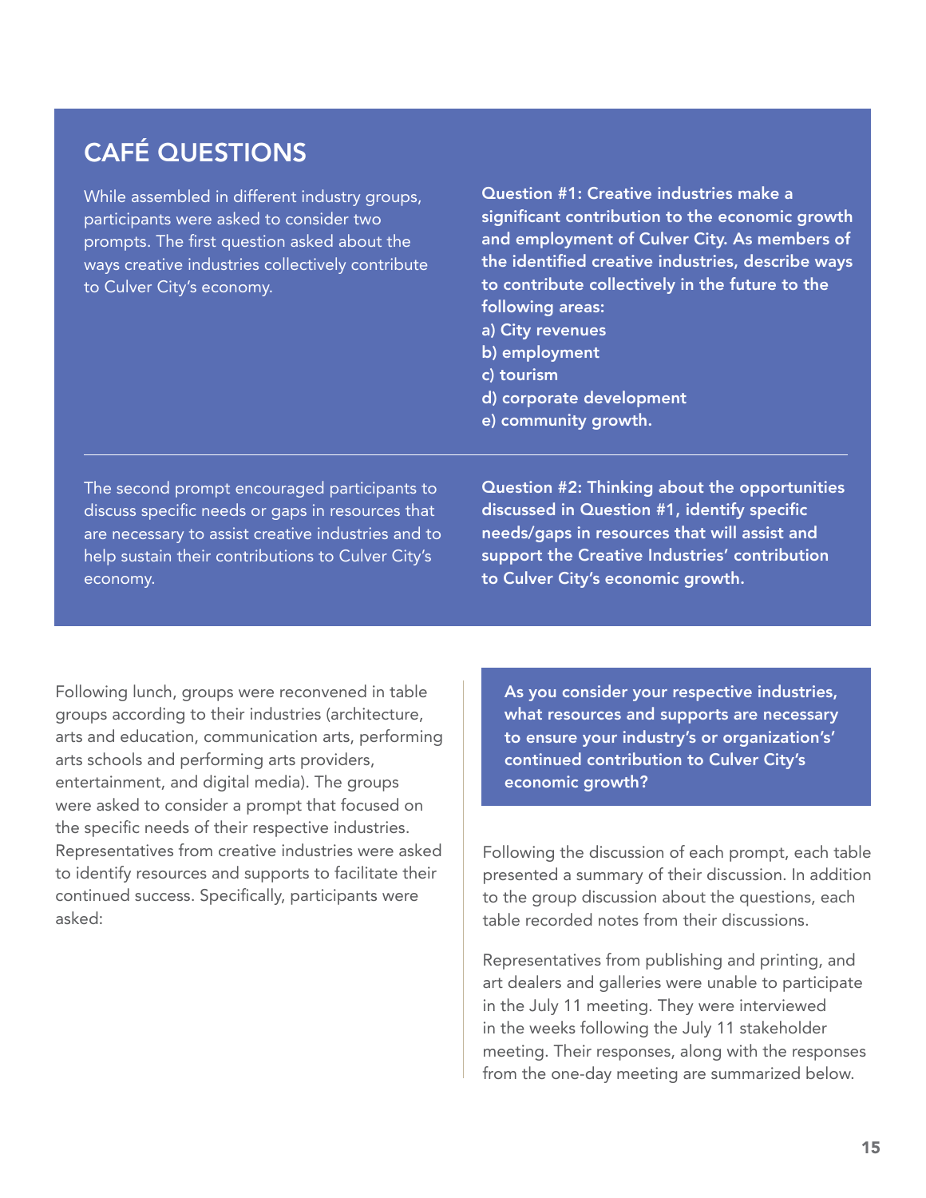## CAFÉ QUESTIONS

While assembled in different industry groups, participants were asked to consider two prompts. The first question asked about the ways creative industries collectively contribute to Culver City's economy.

**Question #1: Creative industries make a significant contribution to the economic growth and employment of Culver City. As members of the identified creative industries, describe ways to contribute collectively in the future to the following areas:**
**a) City revenues**
**b) employment**
**c) tourism**
**d) corporate development**
**e) community growth.**

---

The second prompt encouraged participants to discuss specific needs or gaps in resources that are necessary to assist creative industries and to help sustain their contributions to Culver City's economy.

**Question #2: Thinking about the opportunities discussed in Question #1, identify specific needs/gaps in resources that will assist and support the Creative Industries' contribution to Culver City's economic growth.**

Following lunch, groups were reconvened in table groups according to their industries (architecture, arts and education, communication arts, performing arts schools and performing arts providers, entertainment, and digital media). The groups were asked to consider a prompt that focused on the specific needs of their respective industries. Representatives from creative industries were asked to identify resources and supports to facilitate their continued success. Specifically, participants were asked:

**As you consider your respective industries, what resources and supports are necessary to ensure your industry's or organization's' continued contribution to Culver City's economic growth?**

Following the discussion of each prompt, each table presented a summary of their discussion. In addition to the group discussion about the questions, each table recorded notes from their discussions.

Representatives from publishing and printing, and art dealers and galleries were unable to participate in the July 11 meeting. They were interviewed in the weeks following the July 11 stakeholder meeting. Their responses, along with the responses from the one-day meeting are summarized below.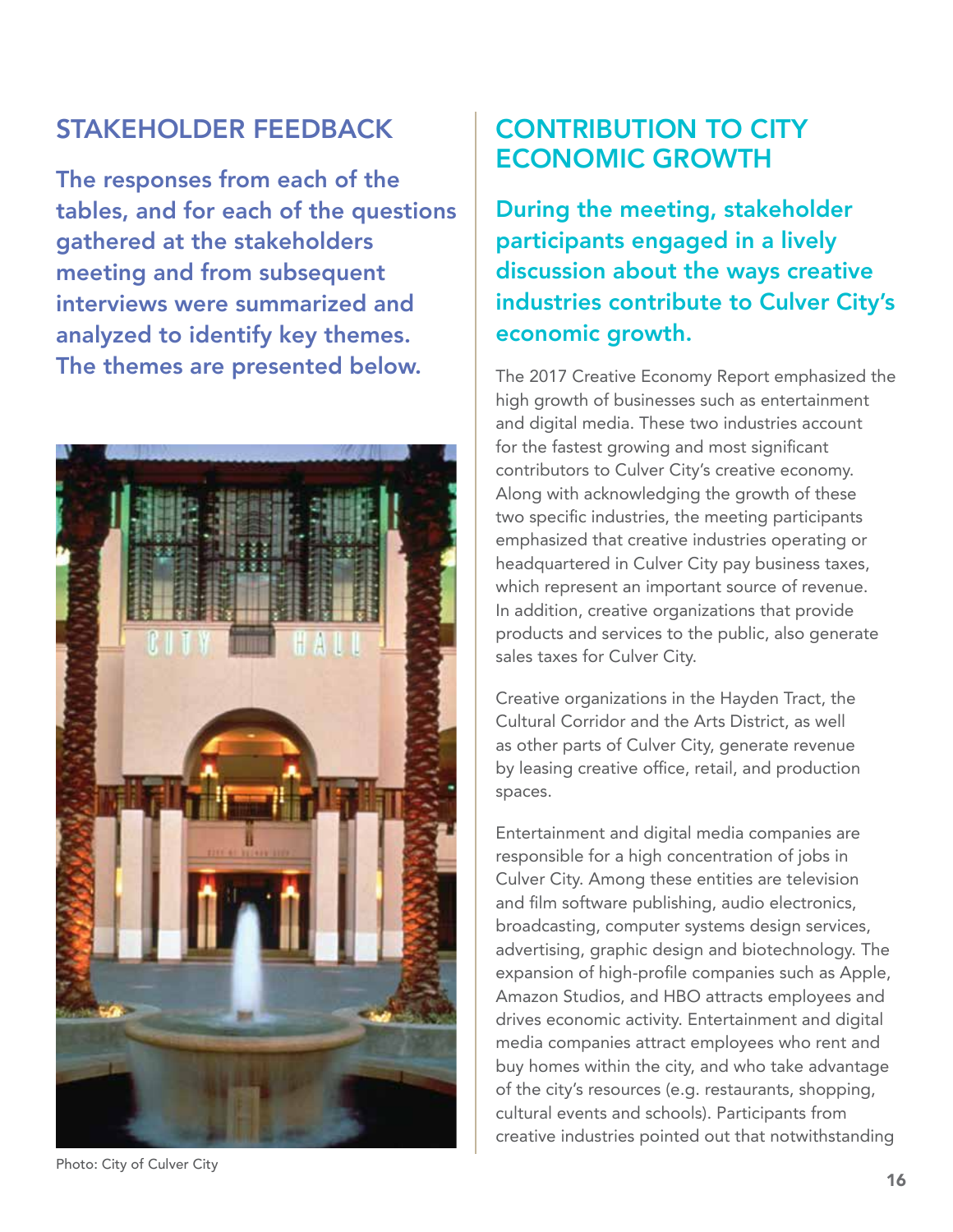## STAKEHOLDER FEEDBACK

**The responses from each of the tables, and for each of the questions gathered at the stakeholders meeting and from subsequent interviews were summarized and analyzed to identify key themes. The themes are presented below.**

Photo: City of Culver City

## CONTRIBUTION TO CITY ECONOMIC GROWTH

**During the meeting, stakeholder participants engaged in a lively discussion about the ways creative industries contribute to Culver City's economic growth.**

The 2017 Creative Economy Report emphasized the high growth of businesses such as entertainment and digital media. These two industries account for the fastest growing and most significant contributors to Culver City's creative economy. Along with acknowledging the growth of these two specific industries, the meeting participants emphasized that creative industries operating or headquartered in Culver City pay business taxes, which represent an important source of revenue. In addition, creative organizations that provide products and services to the public, also generate sales taxes for Culver City.

Creative organizations in the Hayden Tract, the Cultural Corridor and the Arts District, as well as other parts of Culver City, generate revenue by leasing creative office, retail, and production spaces.

Entertainment and digital media companies are responsible for a high concentration of jobs in Culver City. Among these entities are television and film software publishing, audio electronics, broadcasting, computer systems design services, advertising, graphic design and biotechnology. The expansion of high-profile companies such as Apple, Amazon Studios, and HBO attracts employees and drives economic activity. Entertainment and digital media companies attract employees who rent and buy homes within the city, and who take advantage of the city's resources (e.g. restaurants, shopping, cultural events and schools). Participants from creative industries pointed out that notwithstanding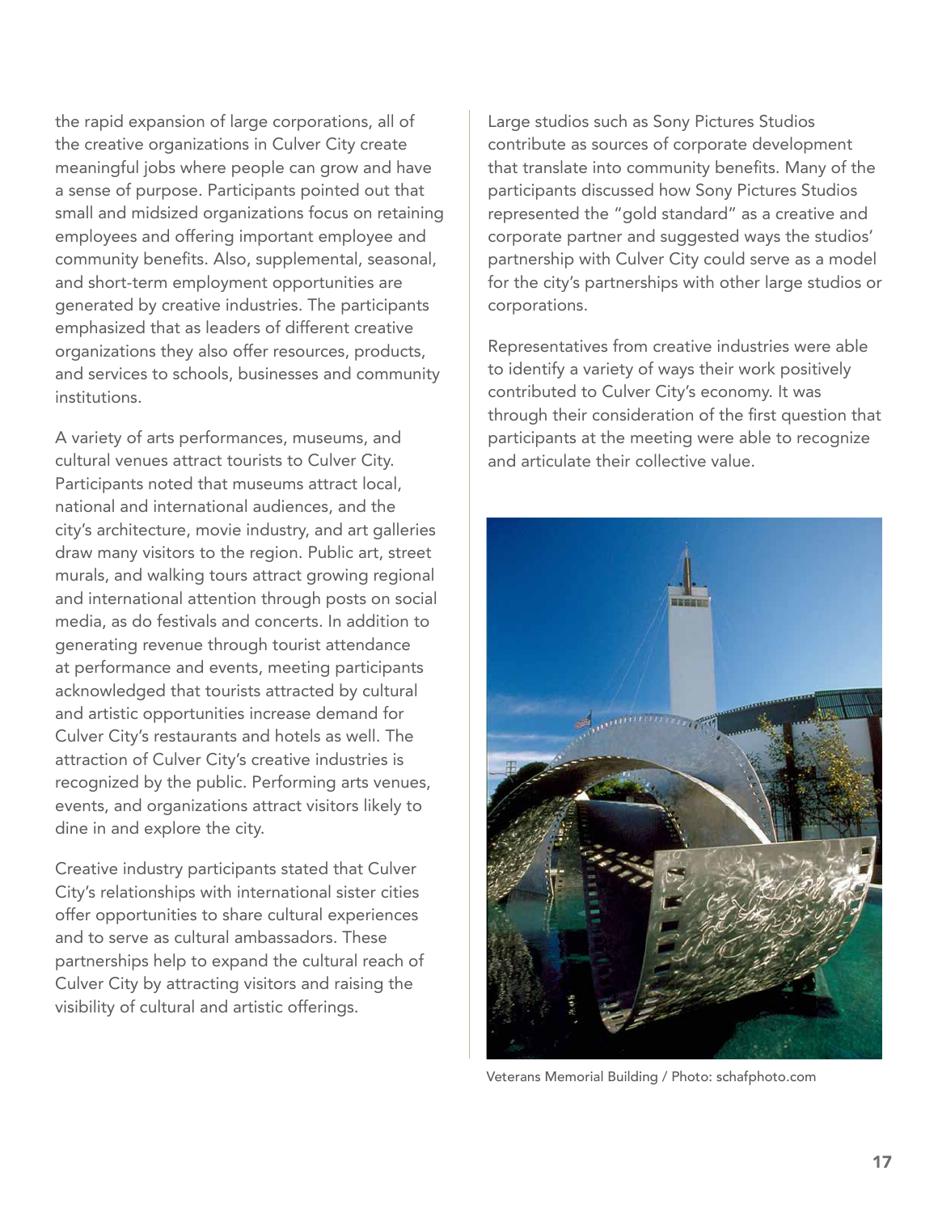the rapid expansion of large corporations, all of the creative organizations in Culver City create meaningful jobs where people can grow and have a sense of purpose. Participants pointed out that small and midsized organizations focus on retaining employees and offering important employee and community benefits. Also, supplemental, seasonal, and short-term employment opportunities are generated by creative industries. The participants emphasized that as leaders of different creative organizations they also offer resources, products, and services to schools, businesses and community institutions.

A variety of arts performances, museums, and cultural venues attract tourists to Culver City. Participants noted that museums attract local, national and international audiences, and the city's architecture, movie industry, and art galleries draw many visitors to the region. Public art, street murals, and walking tours attract growing regional and international attention through posts on social media, as do festivals and concerts. In addition to generating revenue through tourist attendance at performance and events, meeting participants acknowledged that tourists attracted by cultural and artistic opportunities increase demand for Culver City's restaurants and hotels as well. The attraction of Culver City's creative industries is recognized by the public. Performing arts venues, events, and organizations attract visitors likely to dine in and explore the city.

Creative industry participants stated that Culver City's relationships with international sister cities offer opportunities to share cultural experiences and to serve as cultural ambassadors. These partnerships help to expand the cultural reach of Culver City by attracting visitors and raising the visibility of cultural and artistic offerings.

Large studios such as Sony Pictures Studios contribute as sources of corporate development that translate into community benefits. Many of the participants discussed how Sony Pictures Studios represented the "gold standard" as a creative and corporate partner and suggested ways the studios' partnership with Culver City could serve as a model for the city's partnerships with other large studios or corporations.

Representatives from creative industries were able to identify a variety of ways their work positively contributed to Culver City's economy. It was through their consideration of the first question that participants at the meeting were able to recognize and articulate their collective value.

Veterans Memorial Building / Photo: schafphoto.com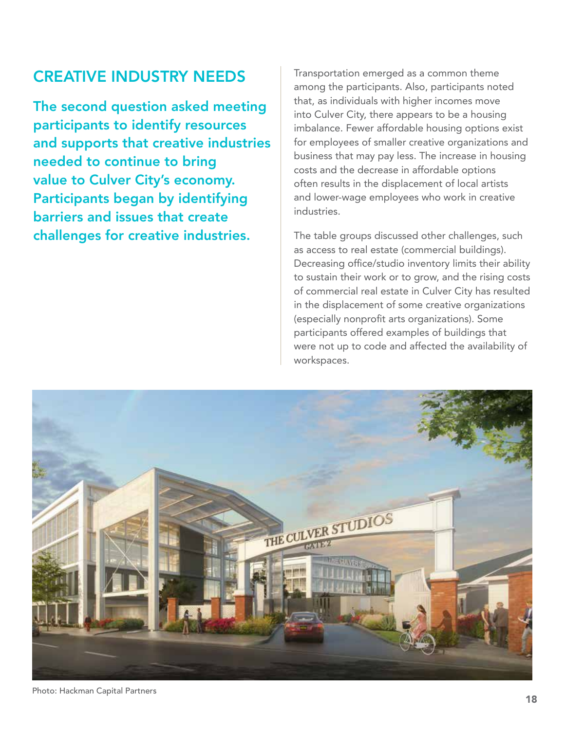## CREATIVE INDUSTRY NEEDS

**The second question asked meeting participants to identify resources and supports that creative industries needed to continue to bring value to Culver City's economy. Participants began by identifying barriers and issues that create challenges for creative industries.**

Transportation emerged as a common theme among the participants. Also, participants noted that, as individuals with higher incomes move into Culver City, there appears to be a housing imbalance. Fewer affordable housing options exist for employees of smaller creative organizations and business that may pay less. The increase in housing costs and the decrease in affordable options often results in the displacement of local artists and lower-wage employees who work in creative industries.

The table groups discussed other challenges, such as access to real estate (commercial buildings). Decreasing office/studio inventory limits their ability to sustain their work or to grow, and the rising costs of commercial real estate in Culver City has resulted in the displacement of some creative organizations (especially nonprofit arts organizations). Some participants offered examples of buildings that were not up to code and affected the availability of workspaces.

Photo: Hackman Capital Partners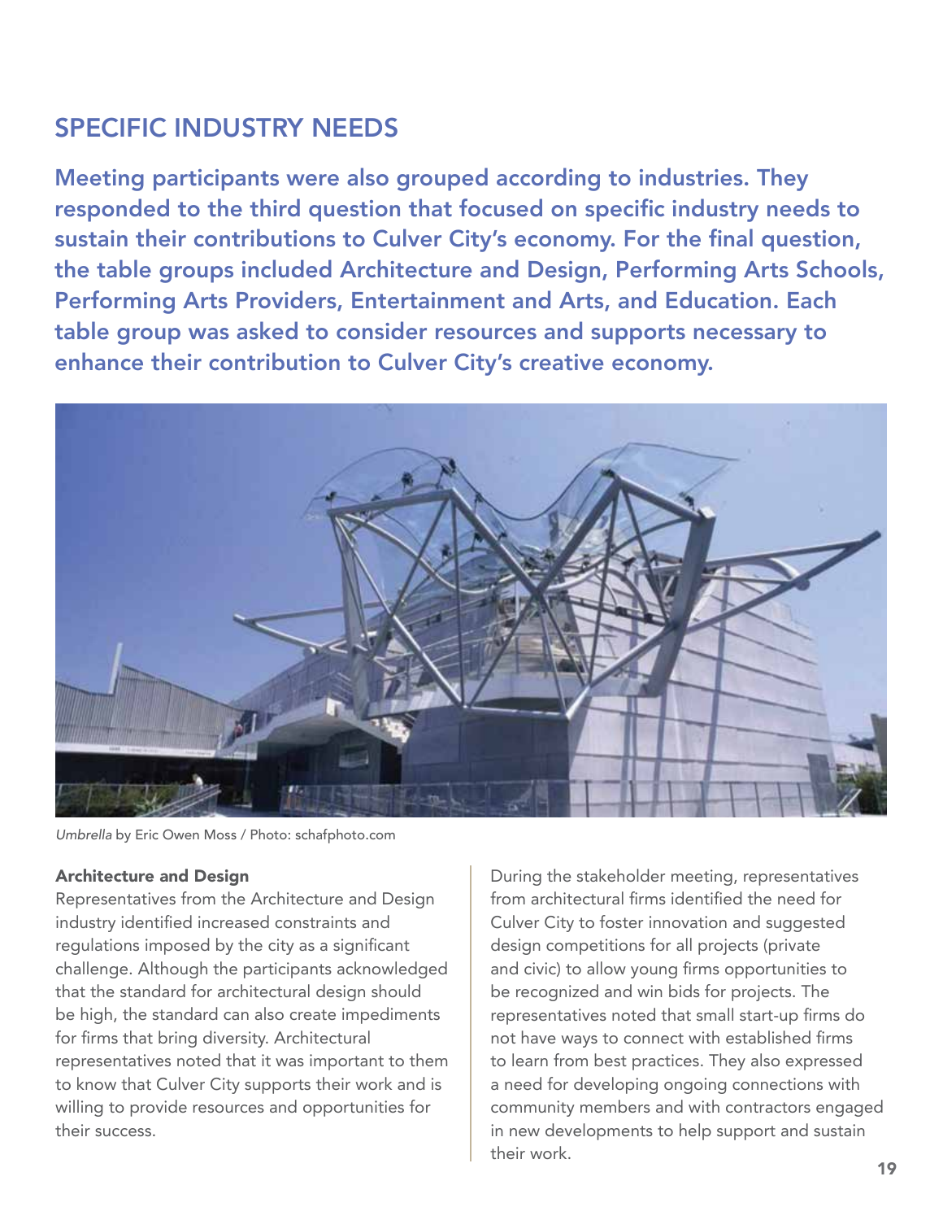## SPECIFIC INDUSTRY NEEDS

**Meeting participants were also grouped according to industries. They responded to the third question that focused on specific industry needs to sustain their contributions to Culver City's economy. For the final question, the table groups included Architecture and Design, Performing Arts Schools, Performing Arts Providers, Entertainment and Arts, and Education. Each table group was asked to consider resources and supports necessary to enhance their contribution to Culver City's creative economy.**

*Umbrella* by Eric Owen Moss / Photo: schafphoto.com

### Architecture and Design

Representatives from the Architecture and Design industry identified increased constraints and regulations imposed by the city as a significant challenge. Although the participants acknowledged that the standard for architectural design should be high, the standard can also create impediments for firms that bring diversity. Architectural representatives noted that it was important to them to know that Culver City supports their work and is willing to provide resources and opportunities for their success.

During the stakeholder meeting, representatives from architectural firms identified the need for Culver City to foster innovation and suggested design competitions for all projects (private and civic) to allow young firms opportunities to be recognized and win bids for projects. The representatives noted that small start-up firms do not have ways to connect with established firms to learn from best practices. They also expressed a need for developing ongoing connections with community members and with contractors engaged in new developments to help support and sustain their work.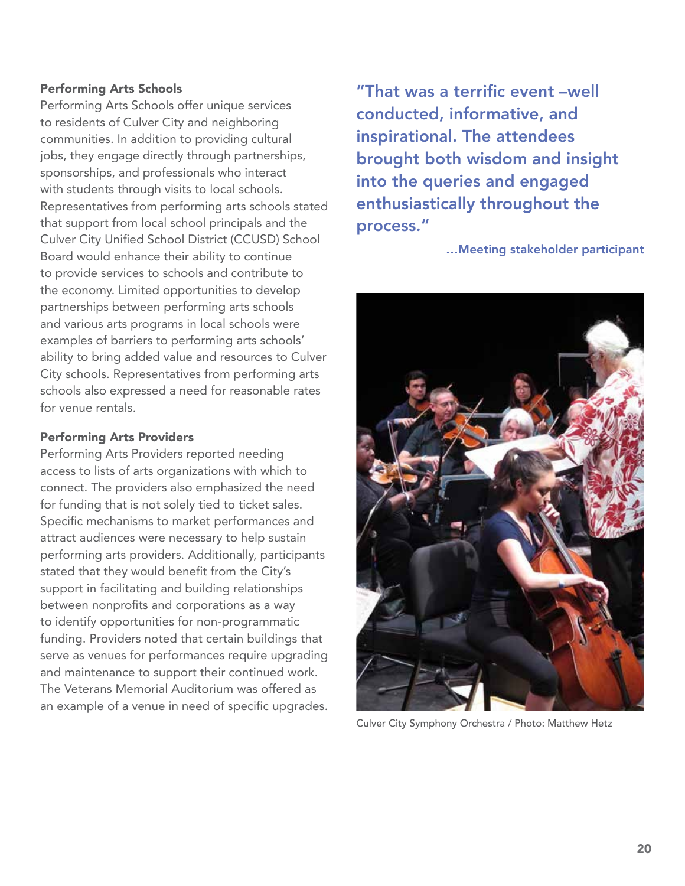### Performing Arts Schools

Performing Arts Schools offer unique services to residents of Culver City and neighboring communities. In addition to providing cultural jobs, they engage directly through partnerships, sponsorships, and professionals who interact with students through visits to local schools. Representatives from performing arts schools stated that support from local school principals and the Culver City Unified School District (CCUSD) School Board would enhance their ability to continue to provide services to schools and contribute to the economy. Limited opportunities to develop partnerships between performing arts schools and various arts programs in local schools were examples of barriers to performing arts schools' ability to bring added value and resources to Culver City schools. Representatives from performing arts schools also expressed a need for reasonable rates for venue rentals.

### Performing Arts Providers

Performing Arts Providers reported needing access to lists of arts organizations with which to connect. The providers also emphasized the need for funding that is not solely tied to ticket sales. Specific mechanisms to market performances and attract audiences were necessary to help sustain performing arts providers. Additionally, participants stated that they would benefit from the City's support in facilitating and building relationships between nonprofits and corporations as a way to identify opportunities for non-programmatic funding. Providers noted that certain buildings that serve as venues for performances require upgrading and maintenance to support their continued work. The Veterans Memorial Auditorium was offered as an example of a venue in need of specific upgrades.

> **"That was a terrific event –well conducted, informative, and inspirational. The attendees brought both wisdom and insight into the queries and engaged enthusiastically throughout the process."**
>
> **...Meeting stakeholder participant**

Culver City Symphony Orchestra / Photo: Matthew Hetz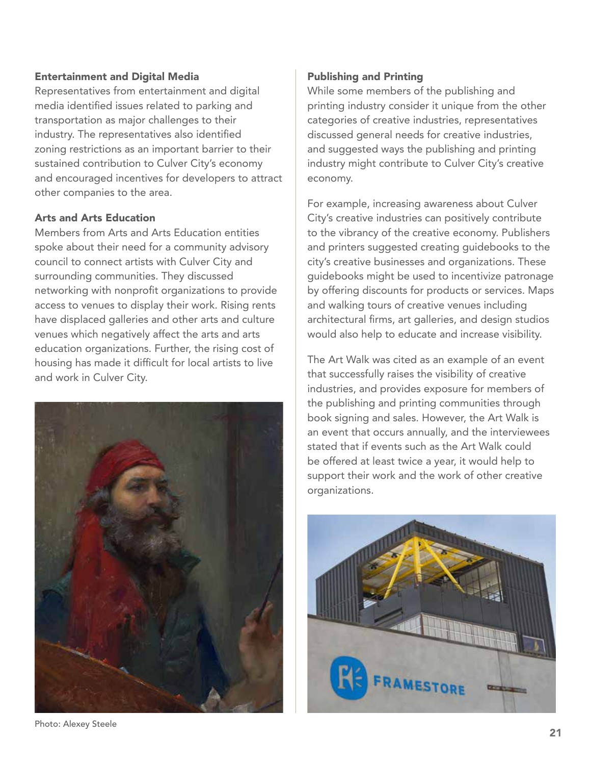### Entertainment and Digital Media

Representatives from entertainment and digital media identified issues related to parking and transportation as major challenges to their industry. The representatives also identified zoning restrictions as an important barrier to their sustained contribution to Culver City's economy and encouraged incentives for developers to attract other companies to the area.

### Arts and Arts Education

Members from Arts and Arts Education entities spoke about their need for a community advisory council to connect artists with Culver City and surrounding communities. They discussed networking with nonprofit organizations to provide access to venues to display their work. Rising rents have displaced galleries and other arts and culture venues which negatively affect the arts and arts education organizations. Further, the rising cost of housing has made it difficult for local artists to live and work in Culver City.

Photo: Alexey Steele

### Publishing and Printing

While some members of the publishing and printing industry consider it unique from the other categories of creative industries, representatives discussed general needs for creative industries, and suggested ways the publishing and printing industry might contribute to Culver City's creative economy.

For example, increasing awareness about Culver City's creative industries can positively contribute to the vibrancy of the creative economy. Publishers and printers suggested creating guidebooks to the city's creative businesses and organizations. These guidebooks might be used to incentivize patronage by offering discounts for products or services. Maps and walking tours of creative venues including architectural firms, art galleries, and design studios would also help to educate and increase visibility.

The Art Walk was cited as an example of an event that successfully raises the visibility of creative industries, and provides exposure for members of the publishing and printing communities through book signing and sales. However, the Art Walk is an event that occurs annually, and the interviewees stated that if events such as the Art Walk could be offered at least twice a year, it would help to support their work and the work of other creative organizations.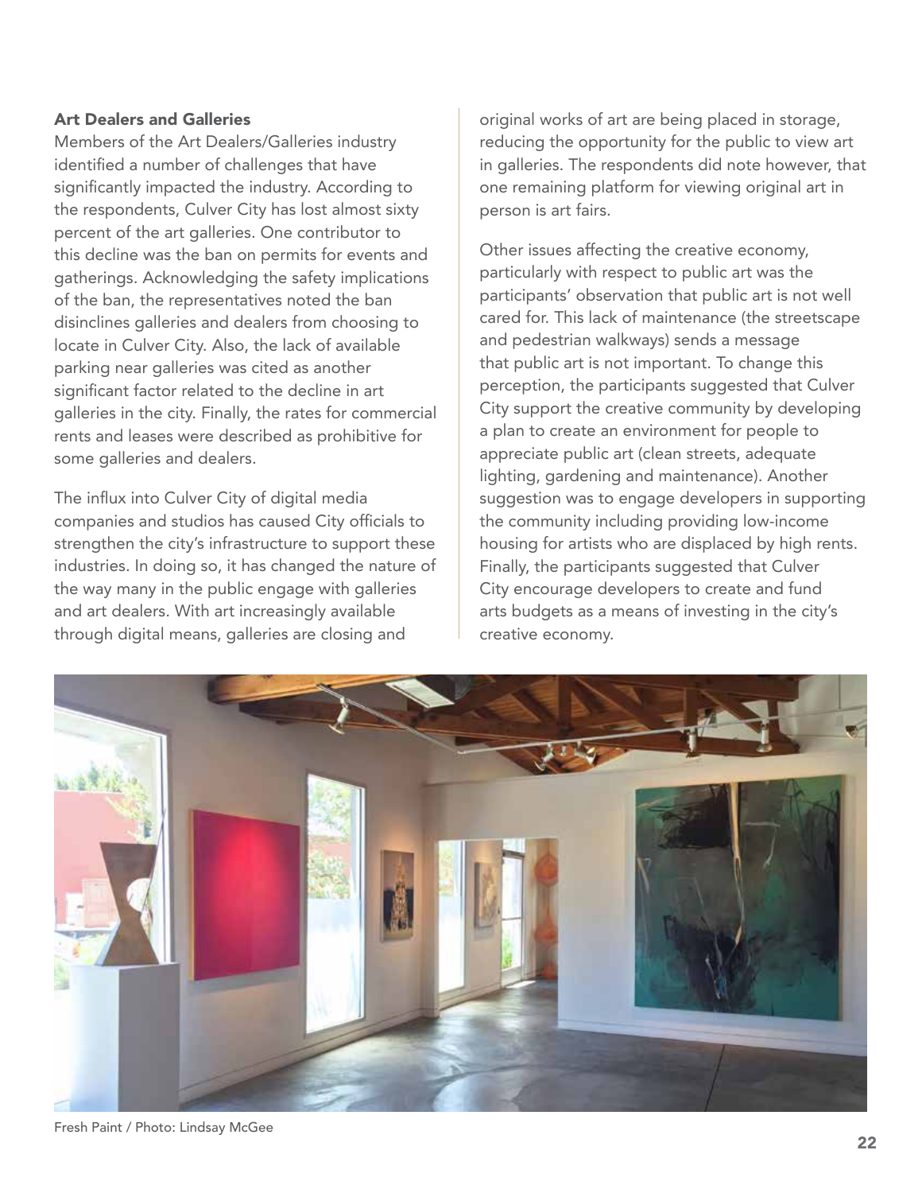### Art Dealers and Galleries

Members of the Art Dealers/Galleries industry identified a number of challenges that have significantly impacted the industry. According to the respondents, Culver City has lost almost sixty percent of the art galleries. One contributor to this decline was the ban on permits for events and gatherings. Acknowledging the safety implications of the ban, the representatives noted the ban disinclines galleries and dealers from choosing to locate in Culver City. Also, the lack of available parking near galleries was cited as another significant factor related to the decline in art galleries in the city. Finally, the rates for commercial rents and leases were described as prohibitive for some galleries and dealers.

The influx into Culver City of digital media companies and studios has caused City officials to strengthen the city's infrastructure to support these industries. In doing so, it has changed the nature of the way many in the public engage with galleries and art dealers. With art increasingly available through digital means, galleries are closing and original works of art are being placed in storage, reducing the opportunity for the public to view art in galleries. The respondents did note however, that one remaining platform for viewing original art in person is art fairs.

Other issues affecting the creative economy, particularly with respect to public art was the participants' observation that public art is not well cared for. This lack of maintenance (the streetscape and pedestrian walkways) sends a message that public art is not important. To change this perception, the participants suggested that Culver City support the creative community by developing a plan to create an environment for people to appreciate public art (clean streets, adequate lighting, gardening and maintenance). Another suggestion was to engage developers in supporting the community including providing low-income housing for artists who are displaced by high rents. Finally, the participants suggested that Culver City encourage developers to create and fund arts budgets as a means of investing in the city's creative economy.

Fresh Paint / Photo: Lindsay McGee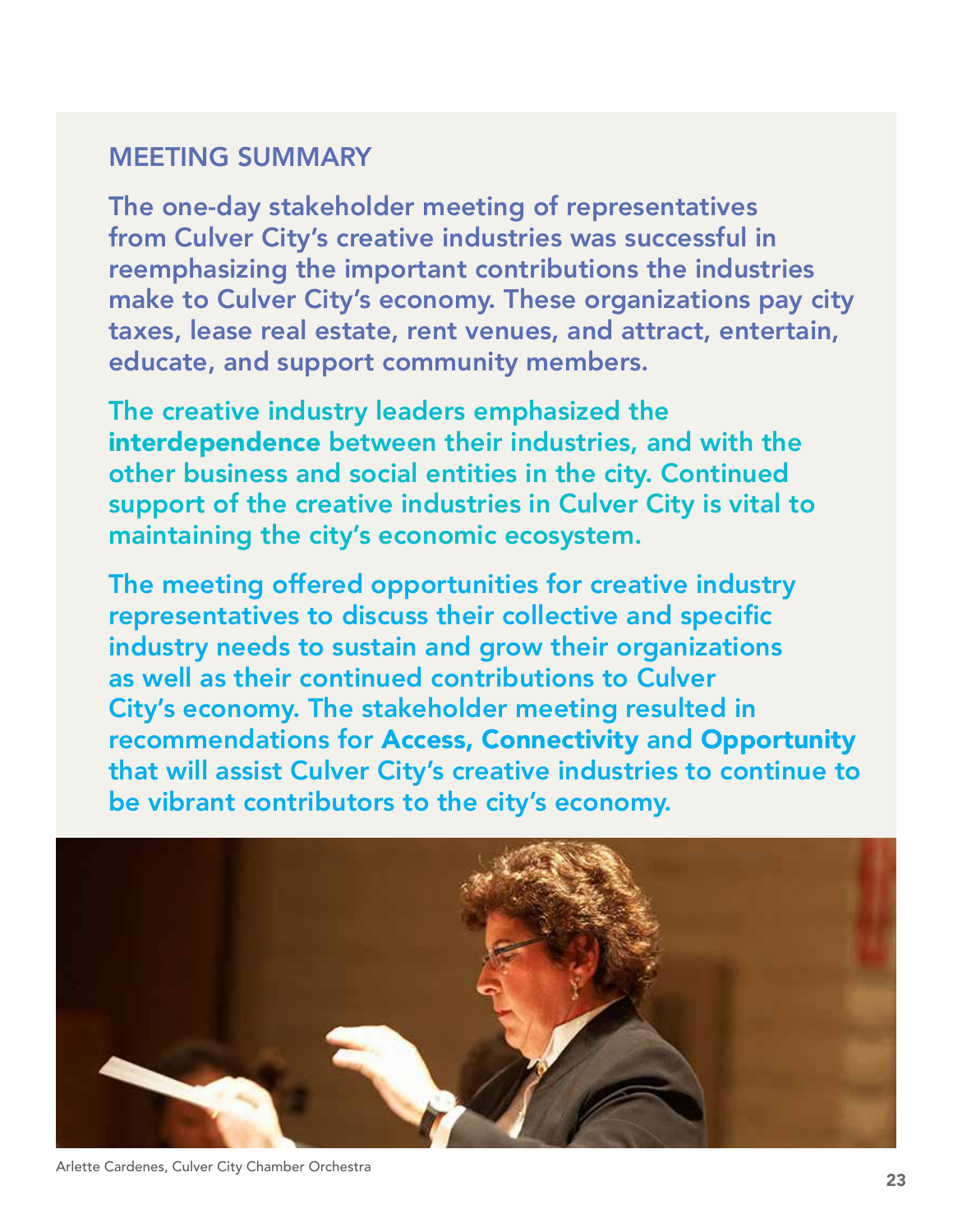## MEETING SUMMARY

The one-day stakeholder meeting of representatives from Culver City's creative industries was successful in reemphasizing the important contributions the industries make to Culver City's economy. These organizations pay city taxes, lease real estate, rent venues, and attract, entertain, educate, and support community members.

The creative industry leaders emphasized the **interdependence** between their industries, and with the other business and social entities in the city. Continued support of the creative industries in Culver City is vital to maintaining the city's economic ecosystem.

The meeting offered opportunities for creative industry representatives to discuss their collective and specific industry needs to sustain and grow their organizations as well as their continued contributions to Culver City's economy. The stakeholder meeting resulted in recommendations for **Access, Connectivity** and **Opportunity** that will assist Culver City's creative industries to continue to be vibrant contributors to the city's economy.

Arlette Cardenes, Culver City Chamber Orchestra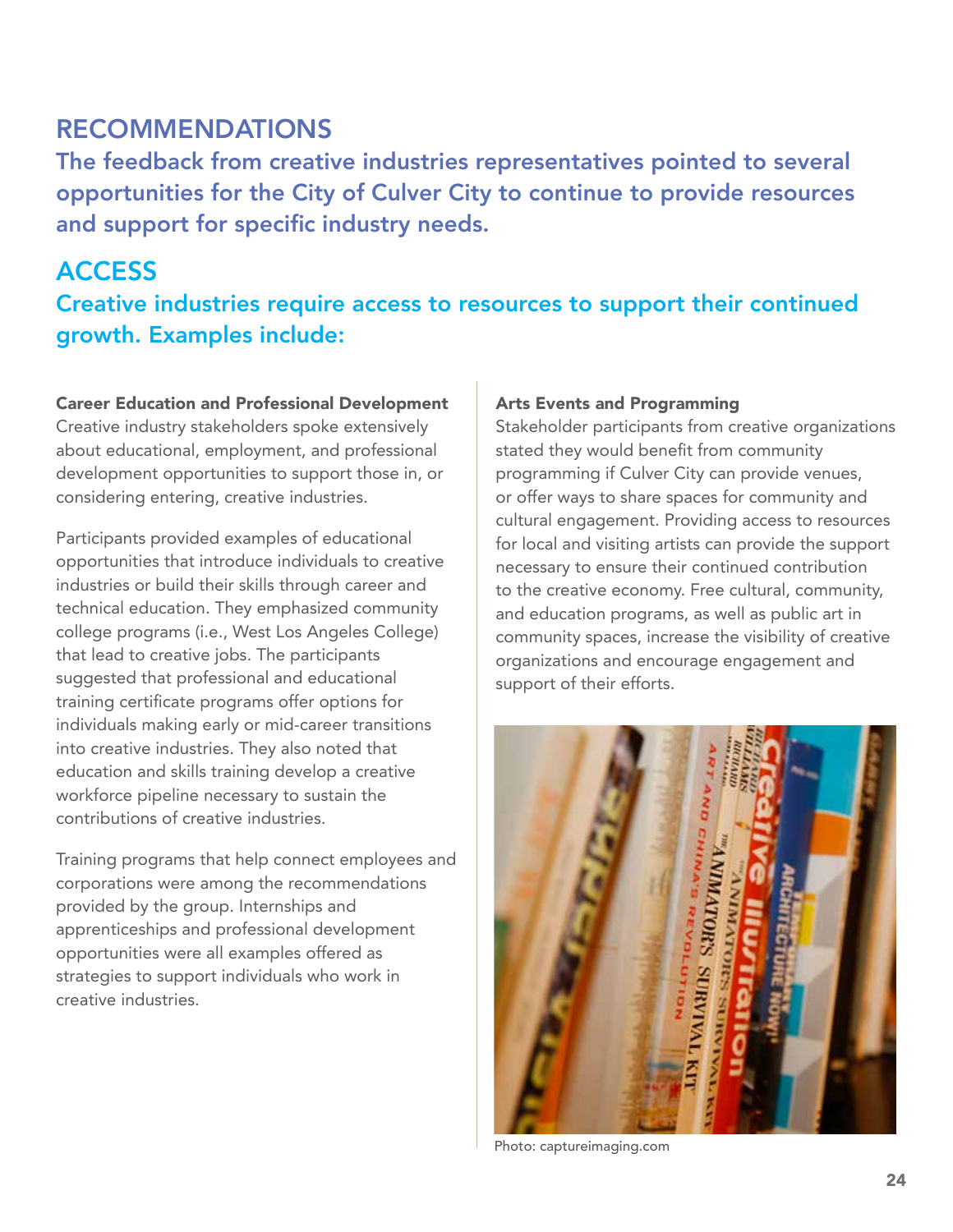# RECOMMENDATIONS

**The feedback from creative industries representatives pointed to several opportunities for the City of Culver City to continue to provide resources and support for specific industry needs.**

## ACCESS

**Creative industries require access to resources to support their continued growth. Examples include:**

**Career Education and Professional Development**
Creative industry stakeholders spoke extensively about educational, employment, and professional development opportunities to support those in, or considering entering, creative industries.

Participants provided examples of educational opportunities that introduce individuals to creative industries or build their skills through career and technical education. They emphasized community college programs (i.e., West Los Angeles College) that lead to creative jobs. The participants suggested that professional and educational training certificate programs offer options for individuals making early or mid-career transitions into creative industries. They also noted that education and skills training develop a creative workforce pipeline necessary to sustain the contributions of creative industries.

Training programs that help connect employees and corporations were among the recommendations provided by the group. Internships and apprenticeships and professional development opportunities were all examples offered as strategies to support individuals who work in creative industries.

**Arts Events and Programming**
Stakeholder participants from creative organizations stated they would benefit from community programming if Culver City can provide venues, or offer ways to share spaces for community and cultural engagement. Providing access to resources for local and visiting artists can provide the support necessary to ensure their continued contribution to the creative economy. Free cultural, community, and education programs, as well as public art in community spaces, increase the visibility of creative organizations and encourage engagement and support of their efforts.

Photo: captureimaging.com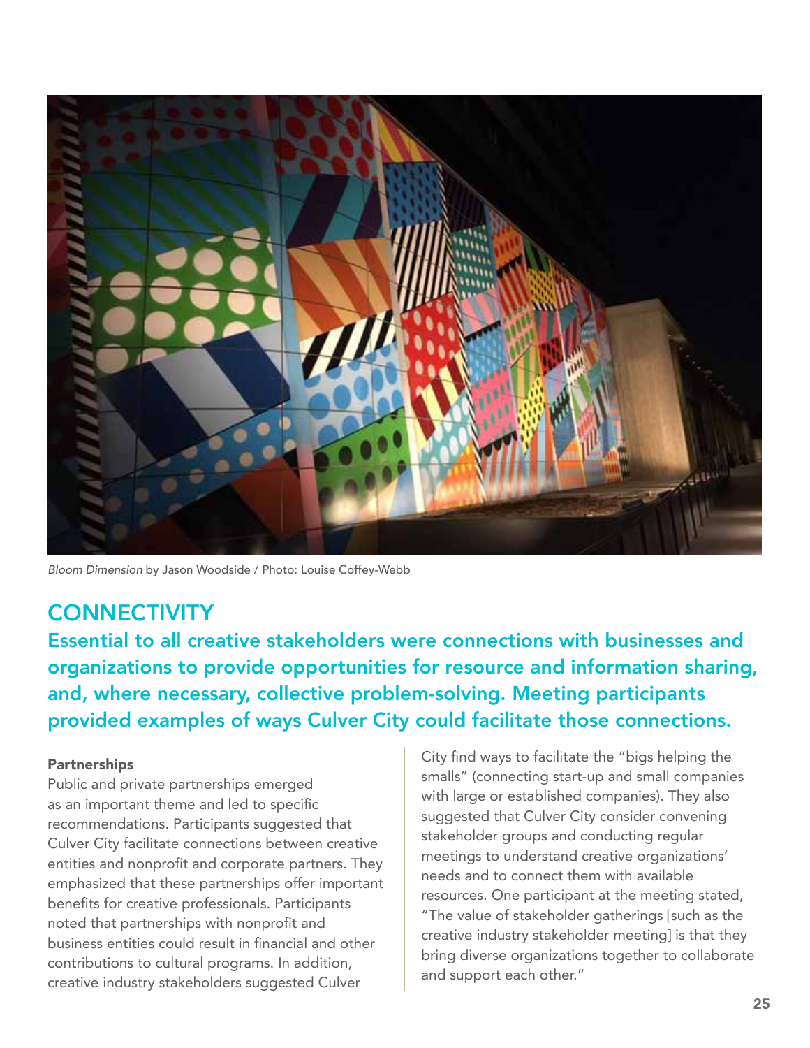*Bloom Dimension* by Jason Woodside / Photo: Louise Coffey-Webb

## CONNECTIVITY

**Essential to all creative stakeholders were connections with businesses and organizations to provide opportunities for resource and information sharing, and, where necessary, collective problem-solving. Meeting participants provided examples of ways Culver City could facilitate those connections.**

### Partnerships

Public and private partnerships emerged as an important theme and led to specific recommendations. Participants suggested that Culver City facilitate connections between creative entities and nonprofit and corporate partners. They emphasized that these partnerships offer important benefits for creative professionals. Participants noted that partnerships with nonprofit and business entities could result in financial and other contributions to cultural programs. In addition, creative industry stakeholders suggested Culver City find ways to facilitate the "bigs helping the smalls" (connecting start-up and small companies with large or established companies). They also suggested that Culver City consider convening stakeholder groups and conducting regular meetings to understand creative organizations' needs and to connect them with available resources. One participant at the meeting stated, "The value of stakeholder gatherings [such as the creative industry stakeholder meeting] is that they bring diverse organizations together to collaborate and support each other."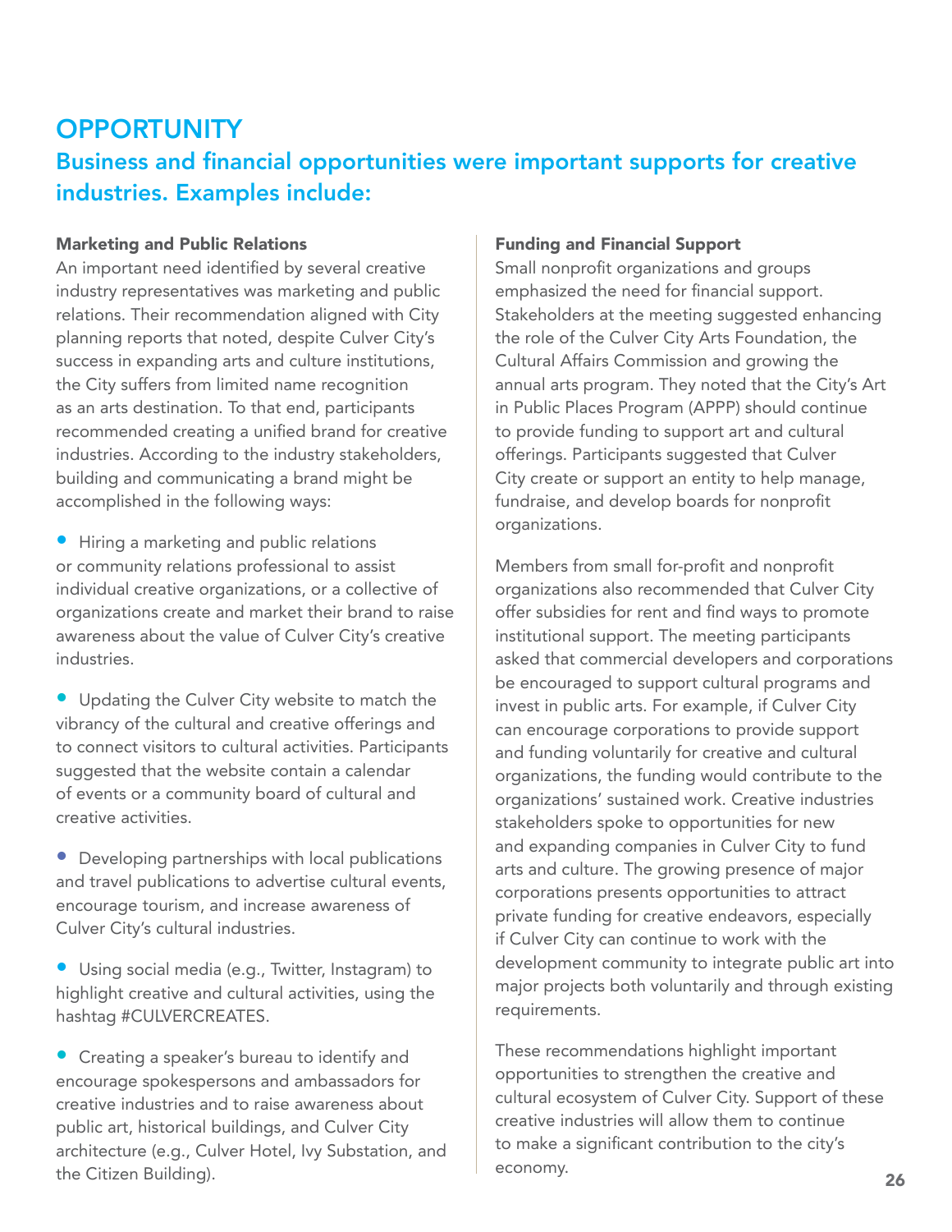# OPPORTUNITY

## Business and financial opportunities were important supports for creative industries. Examples include:

**Marketing and Public Relations**

An important need identified by several creative industry representatives was marketing and public relations. Their recommendation aligned with City planning reports that noted, despite Culver City's success in expanding arts and culture institutions, the City suffers from limited name recognition as an arts destination. To that end, participants recommended creating a unified brand for creative industries. According to the industry stakeholders, building and communicating a brand might be accomplished in the following ways:

- Hiring a marketing and public relations or community relations professional to assist individual creative organizations, or a collective of organizations create and market their brand to raise awareness about the value of Culver City's creative industries.

- Updating the Culver City website to match the vibrancy of the cultural and creative offerings and to connect visitors to cultural activities. Participants suggested that the website contain a calendar of events or a community board of cultural and creative activities.

- Developing partnerships with local publications and travel publications to advertise cultural events, encourage tourism, and increase awareness of Culver City's cultural industries.

- Using social media (e.g., Twitter, Instagram) to highlight creative and cultural activities, using the hashtag #CULVERCREATES.

- Creating a speaker's bureau to identify and encourage spokespersons and ambassadors for creative industries and to raise awareness about public art, historical buildings, and Culver City architecture (e.g., Culver Hotel, Ivy Substation, and the Citizen Building).

**Funding and Financial Support**

Small nonprofit organizations and groups emphasized the need for financial support. Stakeholders at the meeting suggested enhancing the role of the Culver City Arts Foundation, the Cultural Affairs Commission and growing the annual arts program. They noted that the City's Art in Public Places Program (APPP) should continue to provide funding to support art and cultural offerings. Participants suggested that Culver City create or support an entity to help manage, fundraise, and develop boards for nonprofit organizations.

Members from small for-profit and nonprofit organizations also recommended that Culver City offer subsidies for rent and find ways to promote institutional support. The meeting participants asked that commercial developers and corporations be encouraged to support cultural programs and invest in public arts. For example, if Culver City can encourage corporations to provide support and funding voluntarily for creative and cultural organizations, the funding would contribute to the organizations' sustained work. Creative industries stakeholders spoke to opportunities for new and expanding companies in Culver City to fund arts and culture. The growing presence of major corporations presents opportunities to attract private funding for creative endeavors, especially if Culver City can continue to work with the development community to integrate public art into major projects both voluntarily and through existing requirements.

These recommendations highlight important opportunities to strengthen the creative and cultural ecosystem of Culver City. Support of these creative industries will allow them to continue to make a significant contribution to the city's economy.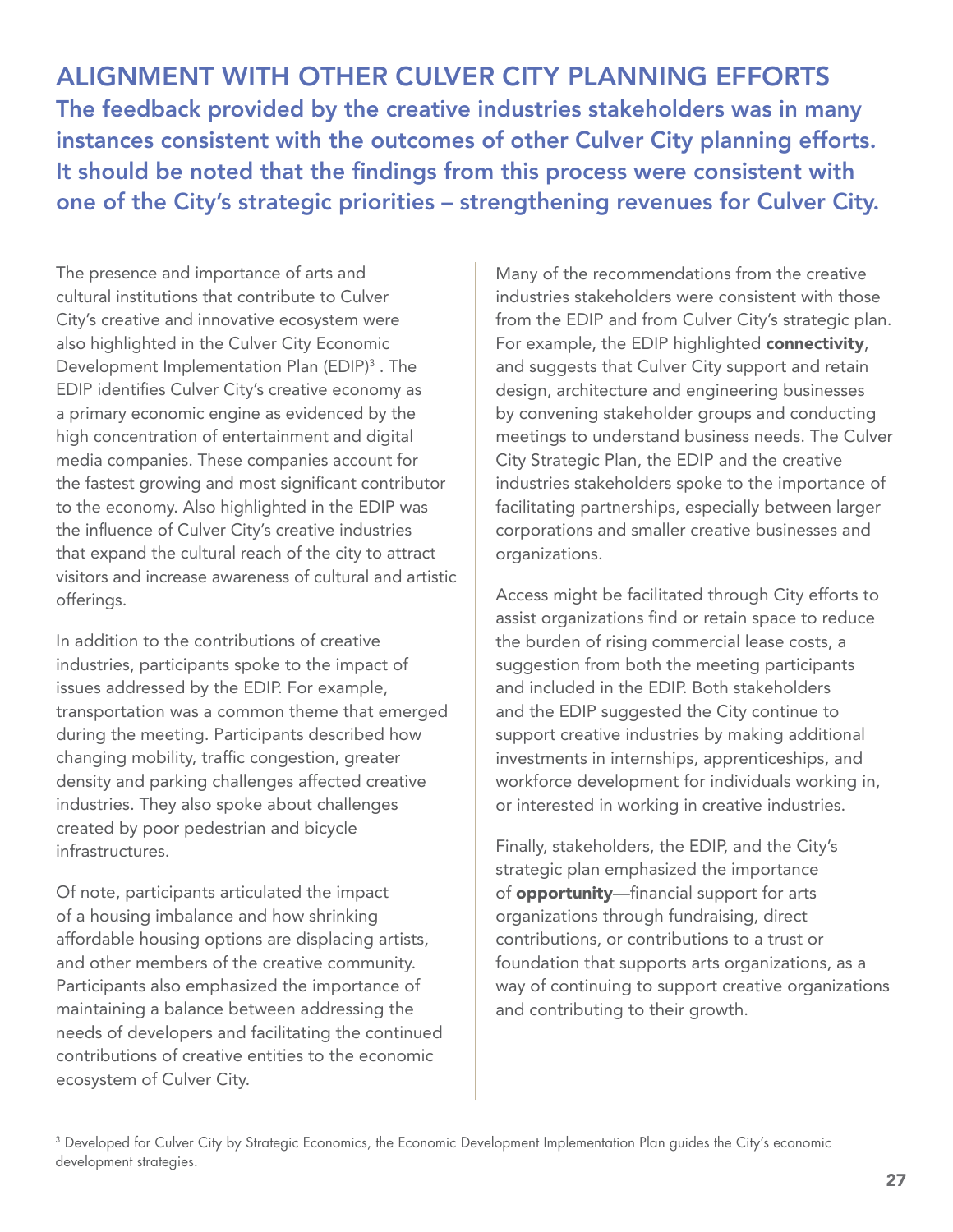## ALIGNMENT WITH OTHER CULVER CITY PLANNING EFFORTS

### The feedback provided by the creative industries stakeholders was in many instances consistent with the outcomes of other Culver City planning efforts. It should be noted that the findings from this process were consistent with one of the City's strategic priorities – strengthening revenues for Culver City.

The presence and importance of arts and cultural institutions that contribute to Culver City's creative and innovative ecosystem were also highlighted in the Culver City Economic Development Implementation Plan (EDIP)[3] . The EDIP identifies Culver City's creative economy as a primary economic engine as evidenced by the high concentration of entertainment and digital media companies. These companies account for the fastest growing and most significant contributor to the economy. Also highlighted in the EDIP was the influence of Culver City's creative industries that expand the cultural reach of the city to attract visitors and increase awareness of cultural and artistic offerings.

In addition to the contributions of creative industries, participants spoke to the impact of issues addressed by the EDIP. For example, transportation was a common theme that emerged during the meeting. Participants described how changing mobility, traffic congestion, greater density and parking challenges affected creative industries. They also spoke about challenges created by poor pedestrian and bicycle infrastructures.

Of note, participants articulated the impact of a housing imbalance and how shrinking affordable housing options are displacing artists, and other members of the creative community. Participants also emphasized the importance of maintaining a balance between addressing the needs of developers and facilitating the continued contributions of creative entities to the economic ecosystem of Culver City.

Many of the recommendations from the creative industries stakeholders were consistent with those from the EDIP and from Culver City's strategic plan. For example, the EDIP highlighted **connectivity**, and suggests that Culver City support and retain design, architecture and engineering businesses by convening stakeholder groups and conducting meetings to understand business needs. The Culver City Strategic Plan, the EDIP and the creative industries stakeholders spoke to the importance of facilitating partnerships, especially between larger corporations and smaller creative businesses and organizations.

Access might be facilitated through City efforts to assist organizations find or retain space to reduce the burden of rising commercial lease costs, a suggestion from both the meeting participants and included in the EDIP. Both stakeholders and the EDIP suggested the City continue to support creative industries by making additional investments in internships, apprenticeships, and workforce development for individuals working in, or interested in working in creative industries.

Finally, stakeholders, the EDIP, and the City's strategic plan emphasized the importance of **opportunity**—financial support for arts organizations through fundraising, direct contributions, or contributions to a trust or foundation that supports arts organizations, as a way of continuing to support creative organizations and contributing to their growth.

[3] Developed for Culver City by Strategic Economics, the Economic Development Implementation Plan guides the City's economic development strategies.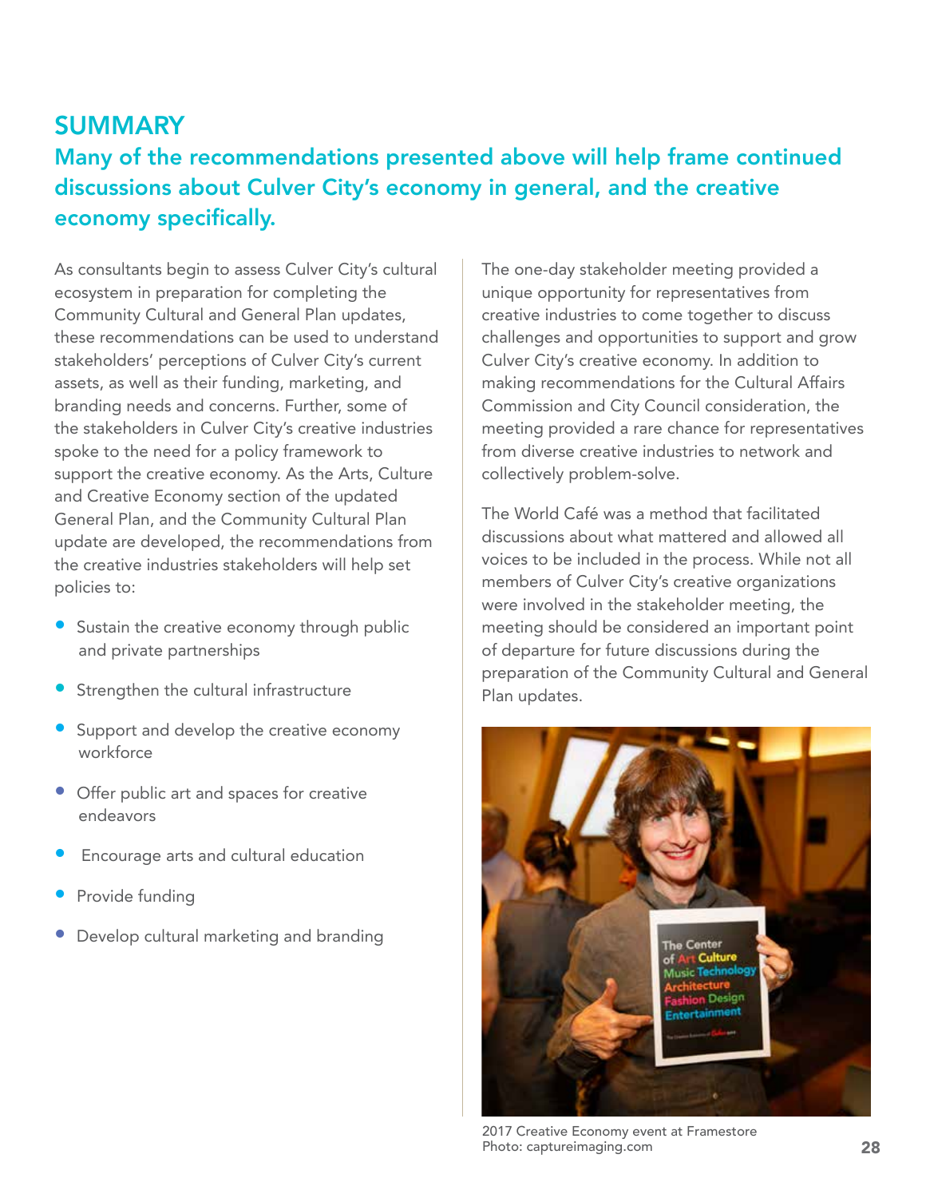## SUMMARY

### Many of the recommendations presented above will help frame continued discussions about Culver City's economy in general, and the creative economy specifically.

As consultants begin to assess Culver City's cultural ecosystem in preparation for completing the Community Cultural and General Plan updates, these recommendations can be used to understand stakeholders' perceptions of Culver City's current assets, as well as their funding, marketing, and branding needs and concerns. Further, some of the stakeholders in Culver City's creative industries spoke to the need for a policy framework to support the creative economy. As the Arts, Culture and Creative Economy section of the updated General Plan, and the Community Cultural Plan update are developed, the recommendations from the creative industries stakeholders will help set policies to:

- Sustain the creative economy through public and private partnerships
- Strengthen the cultural infrastructure
- Support and develop the creative economy workforce
- Offer public art and spaces for creative endeavors
- Encourage arts and cultural education
- Provide funding
- Develop cultural marketing and branding

The one-day stakeholder meeting provided a unique opportunity for representatives from creative industries to come together to discuss challenges and opportunities to support and grow Culver City's creative economy. In addition to making recommendations for the Cultural Affairs Commission and City Council consideration, the meeting provided a rare chance for representatives from diverse creative industries to network and collectively problem-solve.

The World Café was a method that facilitated discussions about what mattered and allowed all voices to be included in the process. While not all members of Culver City's creative organizations were involved in the stakeholder meeting, the meeting should be considered an important point of departure for future discussions during the preparation of the Community Cultural and General Plan updates.

2017 Creative Economy event at Framestore
Photo: captureimaging.com